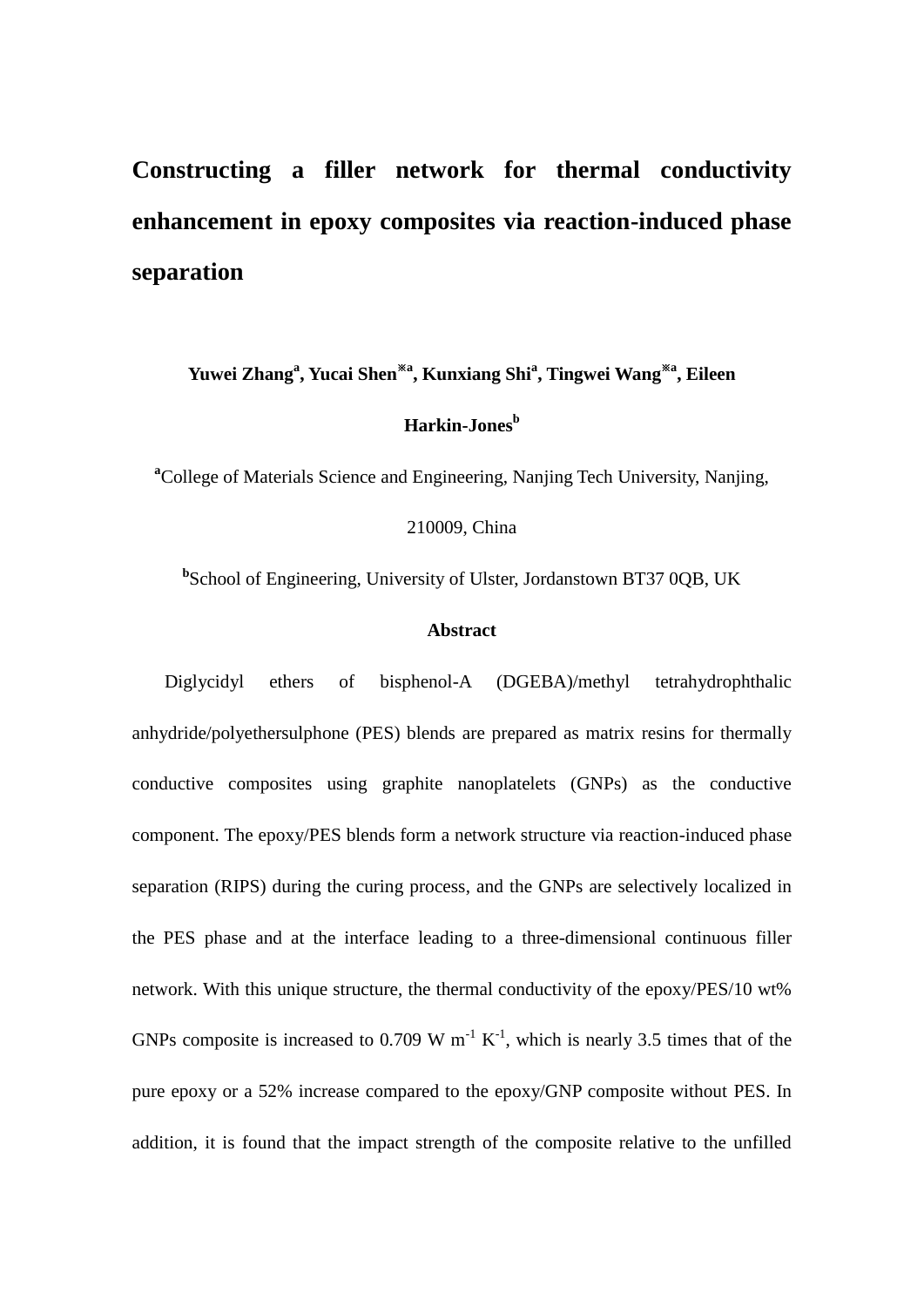# Constructing a filler network for thermal conductivity enhancement in epoxy composites via reaction-induced phase separation

**Yuwei Zhang[a], Yucai Shen[※a], Kunxiang Shi[a], Tingwei Wang[※a], Eileen Harkin-Jones[b]**

[a]College of Materials Science and Engineering, Nanjing Tech University, Nanjing, 210009, China

[b]School of Engineering, University of Ulster, Jordanstown BT37 0QB, UK

## Abstract

Diglycidyl ethers of bisphenol-A (DGEBA)/methyl tetrahydrophthalic anhydride/polyethersulphone (PES) blends are prepared as matrix resins for thermally conductive composites using graphite nanoplatelets (GNPs) as the conductive component. The epoxy/PES blends form a network structure via reaction-induced phase separation (RIPS) during the curing process, and the GNPs are selectively localized in the PES phase and at the interface leading to a three-dimensional continuous filler network. With this unique structure, the thermal conductivity of the epoxy/PES/10 wt% GNPs composite is increased to 0.709 W $m^{-1}$ $K^{-1}$, which is nearly 3.5 times that of the pure epoxy or a 52% increase compared to the epoxy/GNP composite without PES. In addition, it is found that the impact strength of the composite relative to the unfilled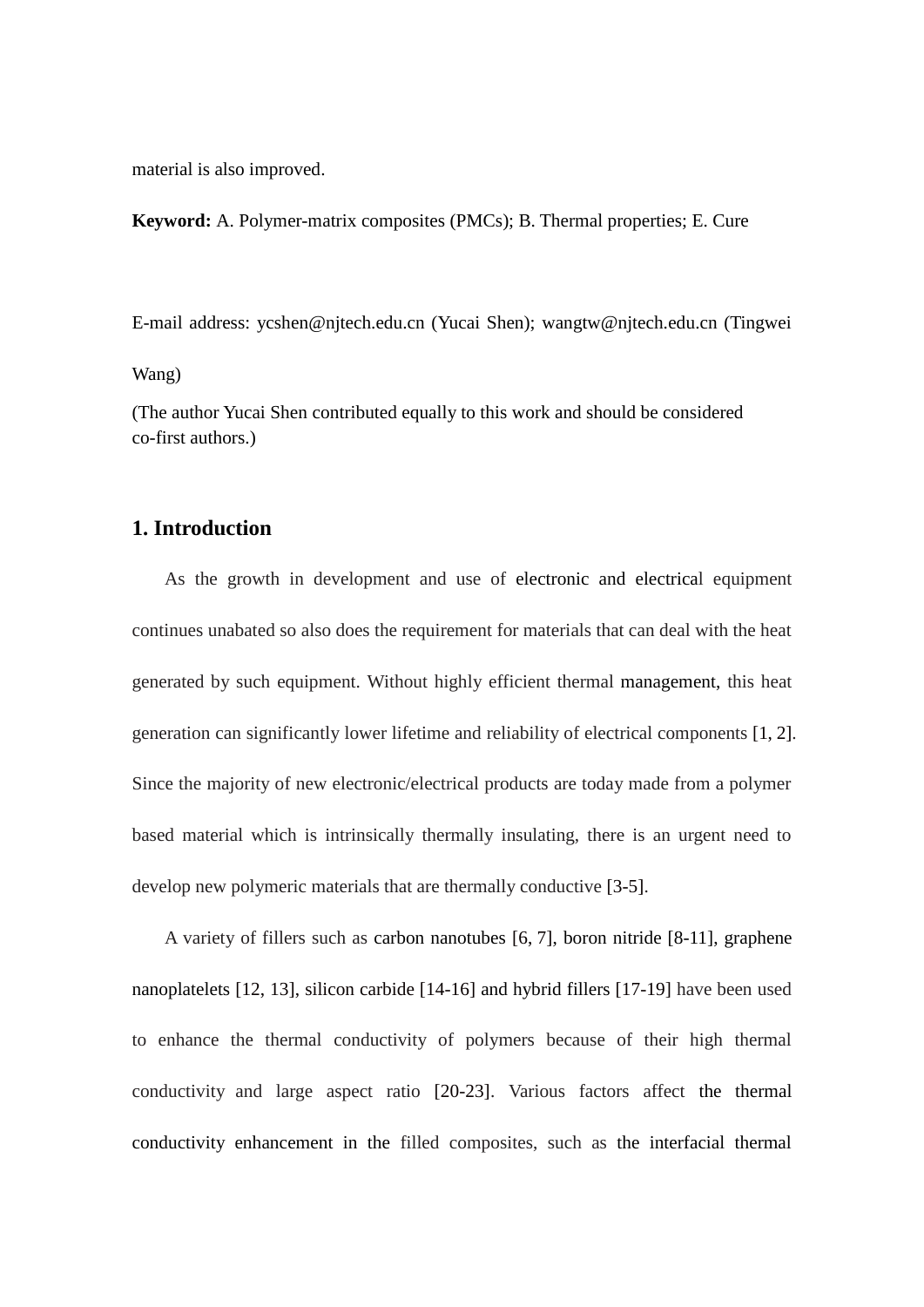material is also improved.

**Keyword:** A. Polymer-matrix composites (PMCs); B. Thermal properties; E. Cure

E-mail address: ycshen@njtech.edu.cn (Yucai Shen); wangtw@njtech.edu.cn (Tingwei Wang)

(The author Yucai Shen contributed equally to this work and should be considered co-first authors.)

## 1. Introduction

As the growth in development and use of electronic and electrical equipment continues unabated so also does the requirement for materials that can deal with the heat generated by such equipment. Without highly efficient thermal management, this heat generation can significantly lower lifetime and reliability of electrical components [1, 2]. Since the majority of new electronic/electrical products are today made from a polymer based material which is intrinsically thermally insulating, there is an urgent need to develop new polymeric materials that are thermally conductive [3-5].

A variety of fillers such as carbon nanotubes [6, 7], boron nitride [8-11], graphene nanoplatelets [12, 13], silicon carbide [14-16] and hybrid fillers [17-19] have been used to enhance the thermal conductivity of polymers because of their high thermal conductivity and large aspect ratio [20-23]. Various factors affect the thermal conductivity enhancement in the filled composites, such as the interfacial thermal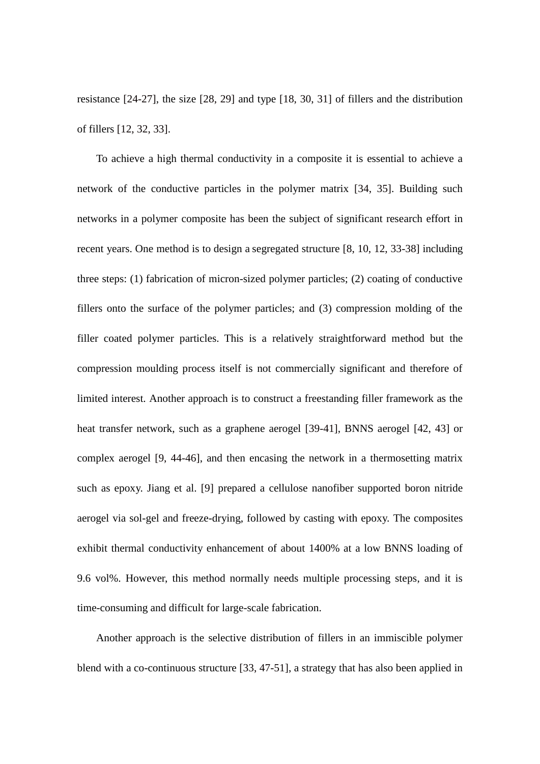resistance [24-27], the size [28, 29] and type [18, 30, 31] of fillers and the distribution of fillers [12, 32, 33].

To achieve a high thermal conductivity in a composite it is essential to achieve a network of the conductive particles in the polymer matrix [34, 35]. Building such networks in a polymer composite has been the subject of significant research effort in recent years. One method is to design a segregated structure [8, 10, 12, 33-38] including three steps: (1) fabrication of micron-sized polymer particles; (2) coating of conductive fillers onto the surface of the polymer particles; and (3) compression molding of the filler coated polymer particles. This is a relatively straightforward method but the compression moulding process itself is not commercially significant and therefore of limited interest. Another approach is to construct a freestanding filler framework as the heat transfer network, such as a graphene aerogel [39-41], BNNS aerogel [42, 43] or complex aerogel [9, 44-46], and then encasing the network in a thermosetting matrix such as epoxy. Jiang et al. [9] prepared a cellulose nanofiber supported boron nitride aerogel via sol-gel and freeze-drying, followed by casting with epoxy. The composites exhibit thermal conductivity enhancement of about 1400% at a low BNNS loading of 9.6 vol%. However, this method normally needs multiple processing steps, and it is time-consuming and difficult for large-scale fabrication.

Another approach is the selective distribution of fillers in an immiscible polymer blend with a co-continuous structure [33, 47-51], a strategy that has also been applied in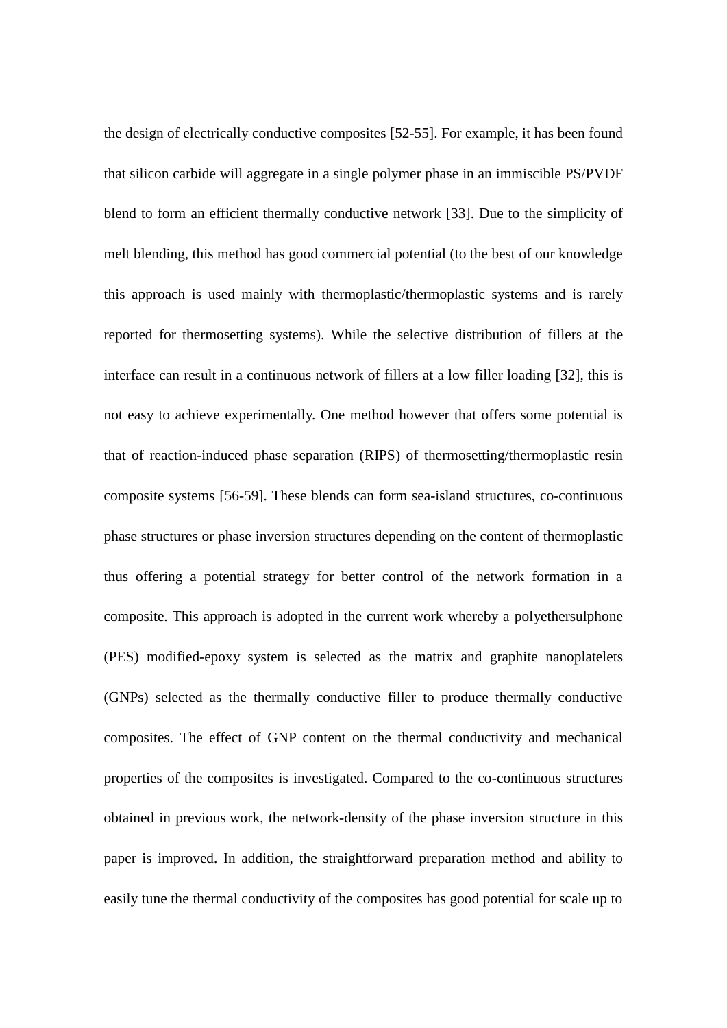the design of electrically conductive composites [52-55]. For example, it has been found that silicon carbide will aggregate in a single polymer phase in an immiscible PS/PVDF blend to form an efficient thermally conductive network [33]. Due to the simplicity of melt blending, this method has good commercial potential (to the best of our knowledge this approach is used mainly with thermoplastic/thermoplastic systems and is rarely reported for thermosetting systems). While the selective distribution of fillers at the interface can result in a continuous network of fillers at a low filler loading [32], this is not easy to achieve experimentally. One method however that offers some potential is that of reaction-induced phase separation (RIPS) of thermosetting/thermoplastic resin composite systems [56-59]. These blends can form sea-island structures, co-continuous phase structures or phase inversion structures depending on the content of thermoplastic thus offering a potential strategy for better control of the network formation in a composite. This approach is adopted in the current work whereby a polyethersulphone (PES) modified-epoxy system is selected as the matrix and graphite nanoplatelets (GNPs) selected as the thermally conductive filler to produce thermally conductive composites. The effect of GNP content on the thermal conductivity and mechanical properties of the composites is investigated. Compared to the co-continuous structures obtained in previous work, the network-density of the phase inversion structure in this paper is improved. In addition, the straightforward preparation method and ability to easily tune the thermal conductivity of the composites has good potential for scale up to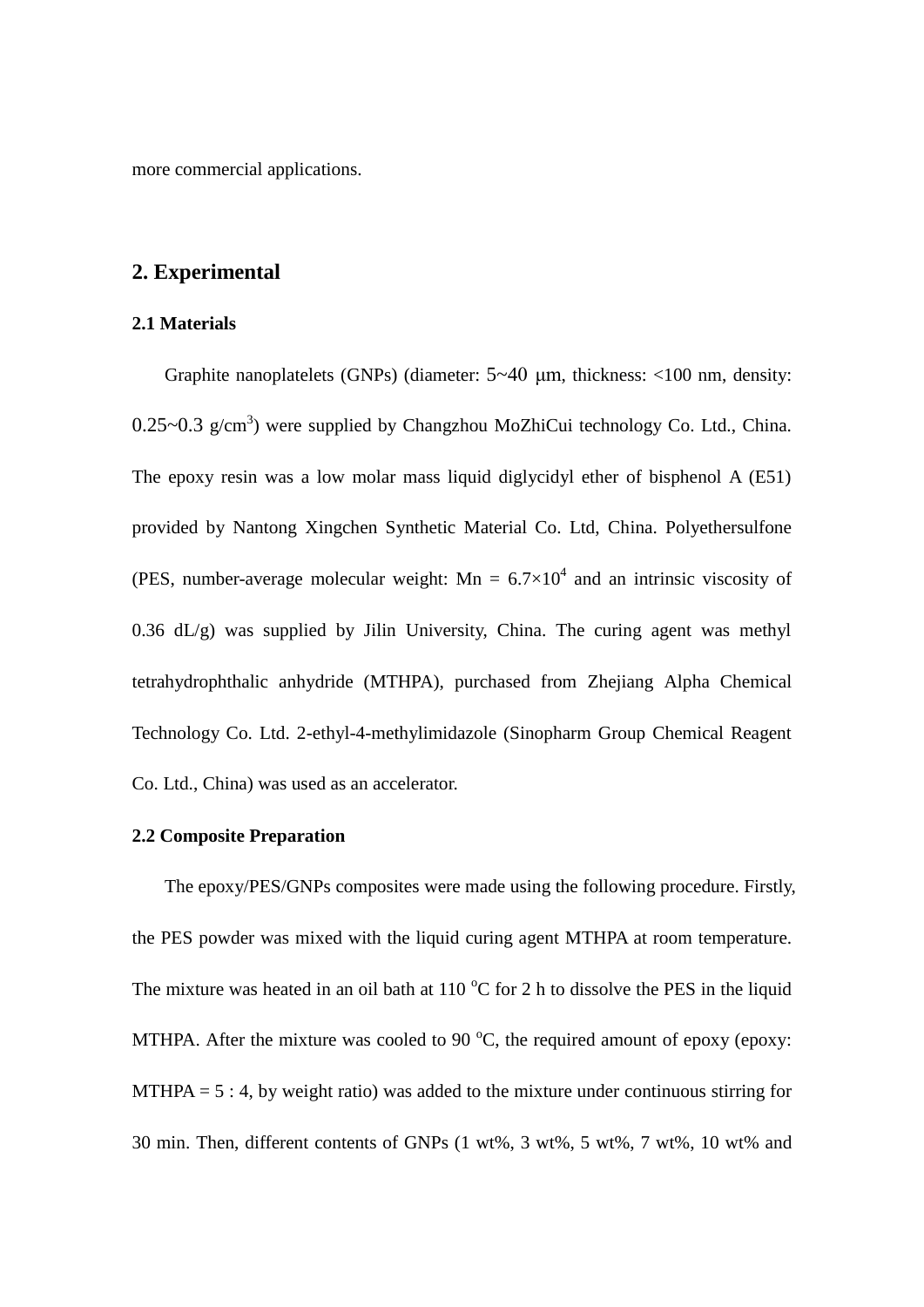more commercial applications.

## 2. Experimental

### 2.1 Materials

Graphite nanoplatelets (GNPs) (diameter: 5~40 μm, thickness: <100 nm, density: 0.25~0.3 g/cm$^3$) were supplied by Changzhou MoZhiCui technology Co. Ltd., China. The epoxy resin was a low molar mass liquid diglycidyl ether of bisphenol A (E51) provided by Nantong Xingchen Synthetic Material Co. Ltd, China. Polyethersulfone (PES, number-average molecular weight: Mn = $6.7\times10^4$ and an intrinsic viscosity of 0.36 dL/g) was supplied by Jilin University, China. The curing agent was methyl tetrahydrophthalic anhydride (MTHPA), purchased from Zhejiang Alpha Chemical Technology Co. Ltd. 2-ethyl-4-methylimidazole (Sinopharm Group Chemical Reagent Co. Ltd., China) was used as an accelerator.

### 2.2 Composite Preparation

The epoxy/PES/GNPs composites were made using the following procedure. Firstly, the PES powder was mixed with the liquid curing agent MTHPA at room temperature. The mixture was heated in an oil bath at 110 $^{o}$C for 2 h to dissolve the PES in the liquid MTHPA. After the mixture was cooled to 90 $^{o}$C, the required amount of epoxy (epoxy: MTHPA = 5 : 4, by weight ratio) was added to the mixture under continuous stirring for 30 min. Then, different contents of GNPs (1 wt%, 3 wt%, 5 wt%, 7 wt%, 10 wt% and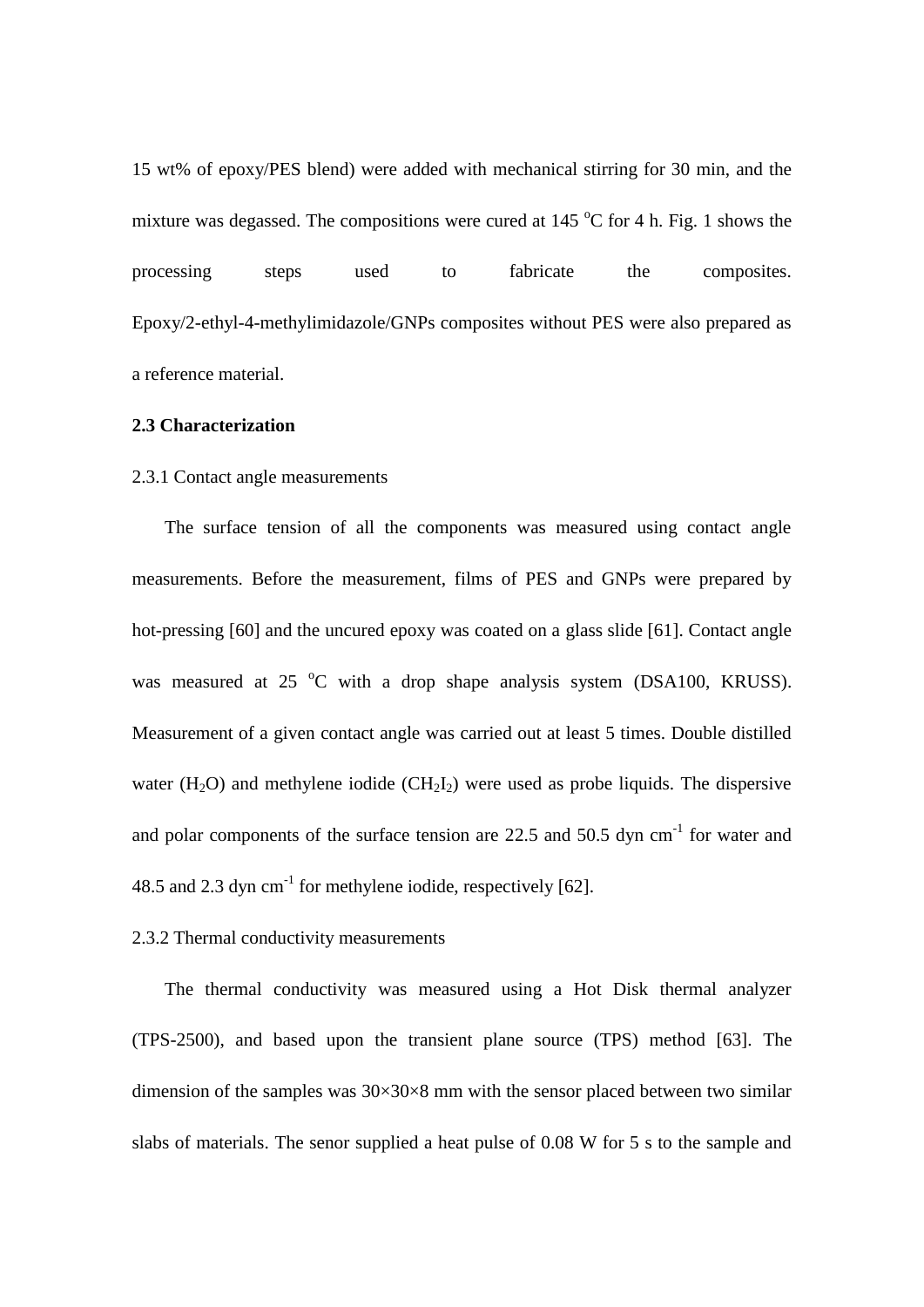15 wt% of epoxy/PES blend) were added with mechanical stirring for 30 min, and the mixture was degassed. The compositions were cured at 145 $^{o}$C for 4 h. Fig. 1 shows the processing steps used to fabricate the composites. Epoxy/2-ethyl-4-methylimidazole/GNPs composites without PES were also prepared as a reference material.

**2.3 Characterization**

2.3.1 Contact angle measurements

The surface tension of all the components was measured using contact angle measurements. Before the measurement, films of PES and GNPs were prepared by hot-pressing [60] and the uncured epoxy was coated on a glass slide [61]. Contact angle was measured at 25 $^{o}$C with a drop shape analysis system (DSA100, KRUSS). Measurement of a given contact angle was carried out at least 5 times. Double distilled water ($H_2O$) and methylene iodide ($CH_2I_2$) were used as probe liquids. The dispersive and polar components of the surface tension are 22.5 and 50.5 dyn cm$^{-1}$ for water and 48.5 and 2.3 dyn cm$^{-1}$ for methylene iodide, respectively [62].

2.3.2 Thermal conductivity measurements

The thermal conductivity was measured using a Hot Disk thermal analyzer (TPS-2500), and based upon the transient plane source (TPS) method [63]. The dimension of the samples was 30×30×8 mm with the sensor placed between two similar slabs of materials. The senor supplied a heat pulse of 0.08 W for 5 s to the sample and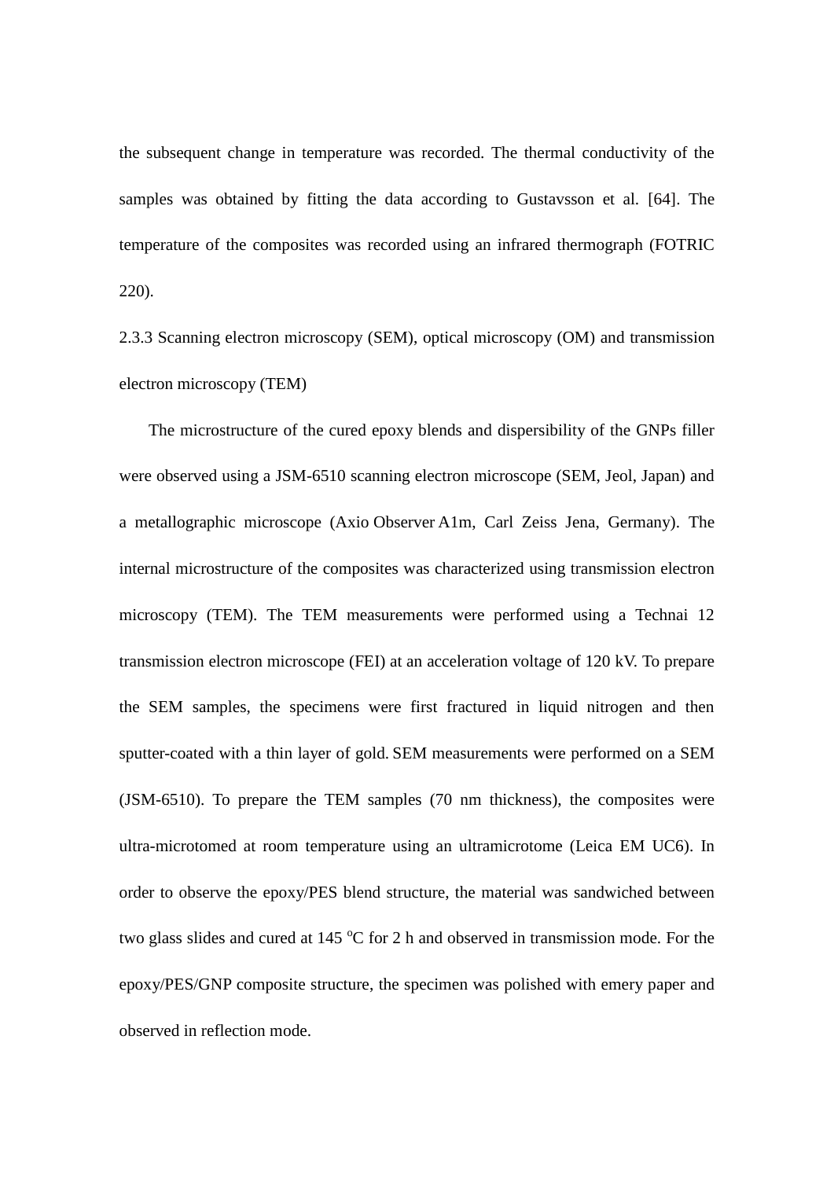the subsequent change in temperature was recorded. The thermal conductivity of the samples was obtained by fitting the data according to Gustavsson et al. [64]. The temperature of the composites was recorded using an infrared thermograph (FOTRIC 220).

### 2.3.3 Scanning electron microscopy (SEM), optical microscopy (OM) and transmission electron microscopy (TEM)

The microstructure of the cured epoxy blends and dispersibility of the GNPs filler were observed using a JSM-6510 scanning electron microscope (SEM, Jeol, Japan) and a metallographic microscope (Axio Observer A1m, Carl Zeiss Jena, Germany). The internal microstructure of the composites was characterized using transmission electron microscopy (TEM). The TEM measurements were performed using a Technai 12 transmission electron microscope (FEI) at an acceleration voltage of 120 kV. To prepare the SEM samples, the specimens were first fractured in liquid nitrogen and then sputter-coated with a thin layer of gold. SEM measurements were performed on a SEM (JSM-6510). To prepare the TEM samples (70 nm thickness), the composites were ultra-microtomed at room temperature using an ultramicrotome (Leica EM UC6). In order to observe the epoxy/PES blend structure, the material was sandwiched between two glass slides and cured at 145 $^{o}$C for 2 h and observed in transmission mode. For the epoxy/PES/GNP composite structure, the specimen was polished with emery paper and observed in reflection mode.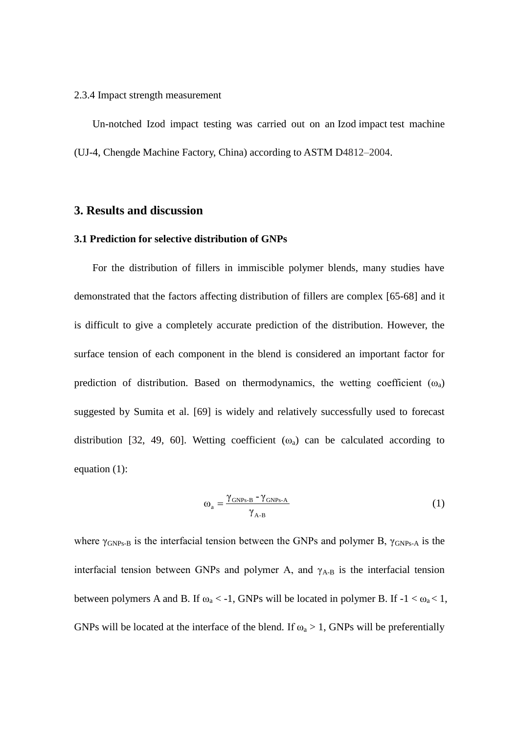2.3.4 Impact strength measurement

Un-notched Izod impact testing was carried out on an Izod impact test machine (UJ-4, Chengde Machine Factory, China) according to ASTM D4812–2004.

## 3. Results and discussion

### 3.1 Prediction for selective distribution of GNPs

For the distribution of fillers in immiscible polymer blends, many studies have demonstrated that the factors affecting distribution of fillers are complex [65-68] and it is difficult to give a completely accurate prediction of the distribution. However, the surface tension of each component in the blend is considered an important factor for prediction of distribution. Based on thermodynamics, the wetting coefficient ($\omega_a$) suggested by Sumita et al. [69] is widely and relatively successfully used to forecast distribution [32, 49, 60]. Wetting coefficient ($\omega_a$) can be calculated according to equation (1):

$$\omega_a = \frac{\gamma_{GNPs\text{-}B} - \gamma_{GNPs\text{-}A}}{\gamma_{A\text{-}B}} \quad (1)$$

where $\gamma_{GNPs\text{-}B}$ is the interfacial tension between the GNPs and polymer B, $\gamma_{GNPs\text{-}A}$ is the interfacial tension between GNPs and polymer A, and $\gamma_{A\text{-}B}$ is the interfacial tension between polymers A and B. If $\omega_a < -1$, GNPs will be located in polymer B. If $-1 < \omega_a < 1$, GNPs will be located at the interface of the blend. If $\omega_a > 1$, GNPs will be preferentially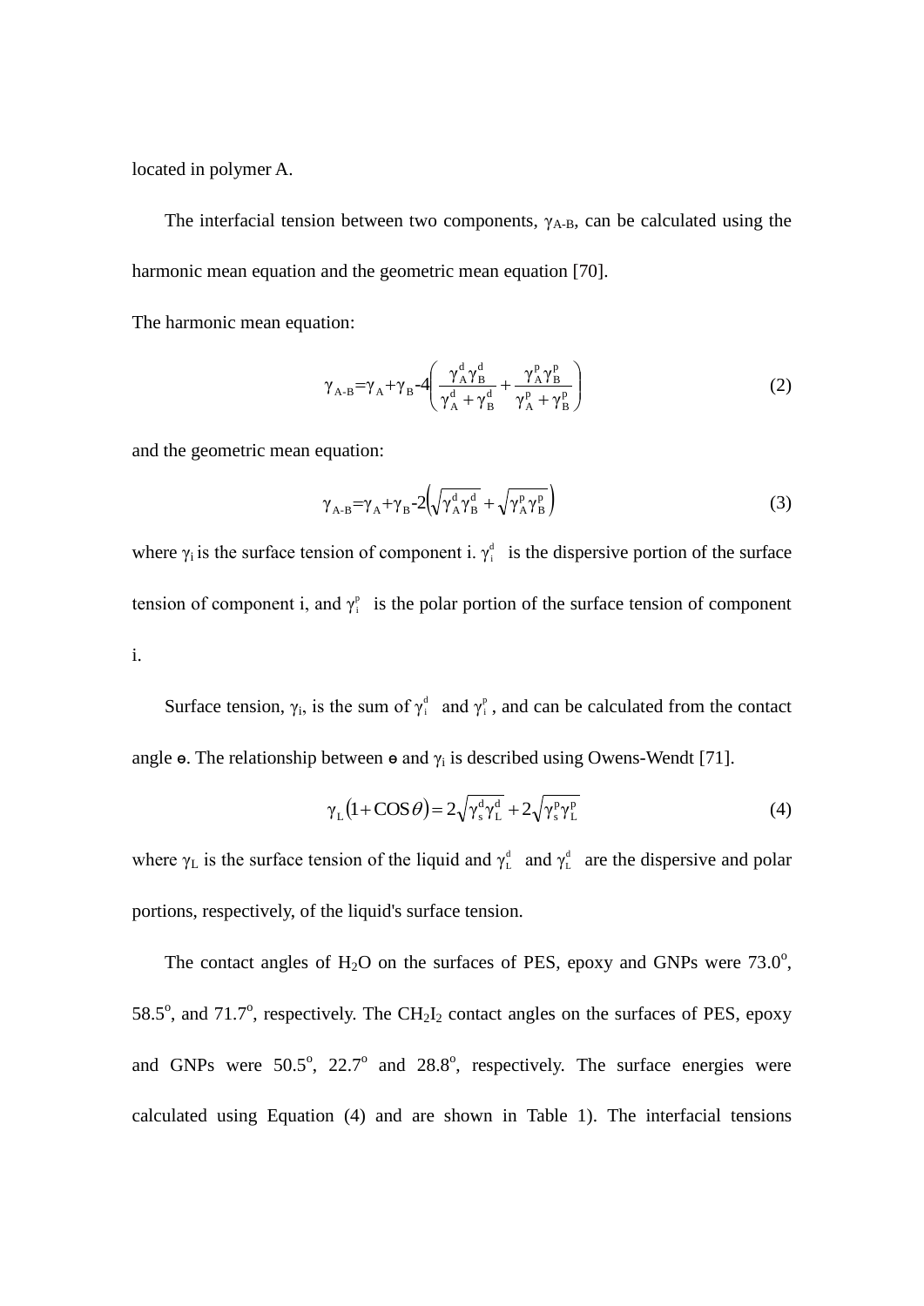located in polymer A.

The interfacial tension between two components, $\gamma_{A\text{-}B}$, can be calculated using the harmonic mean equation and the geometric mean equation [70].

The harmonic mean equation:

$$\gamma_{A\text{-}B}=\gamma_A+\gamma_B-4\left(\frac{\gamma_A^d\gamma_B^d}{\gamma_A^d+\gamma_B^d}+\frac{\gamma_A^p\gamma_B^p}{\gamma_A^p+\gamma_B^p}\right) \tag{2}$$

and the geometric mean equation:

$$\gamma_{A\text{-}B}=\gamma_A+\gamma_B-2\left(\sqrt{\gamma_A^d\gamma_B^d}+\sqrt{\gamma_A^p\gamma_B^p}\right) \tag{3}$$

where $\gamma_i$ is the surface tension of component i. $\gamma_i^d$ is the dispersive portion of the surface tension of component i, and $\gamma_i^p$ is the polar portion of the surface tension of component i.

Surface tension, $\gamma_i$, is the sum of $\gamma_i^d$ and $\gamma_i^p$, and can be calculated from the contact angle $\theta$. The relationship between $\theta$ and $\gamma_i$ is described using Owens-Wendt [71].

$$\gamma_L\left(1+\mathrm{COS}\,\theta\right)=2\sqrt{\gamma_s^d\gamma_L^d}+2\sqrt{\gamma_s^p\gamma_L^p} \tag{4}$$

where $\gamma_L$ is the surface tension of the liquid and $\gamma_L^d$ and $\gamma_L^d$ are the dispersive and polar portions, respectively, of the liquid's surface tension.

The contact angles of $H_2O$ on the surfaces of PES, epoxy and GNPs were 73.0°, 58.5°, and 71.7°, respectively. The $CH_2I_2$ contact angles on the surfaces of PES, epoxy and GNPs were 50.5°, 22.7° and 28.8°, respectively. The surface energies were calculated using Equation (4) and are shown in Table 1). The interfacial tensions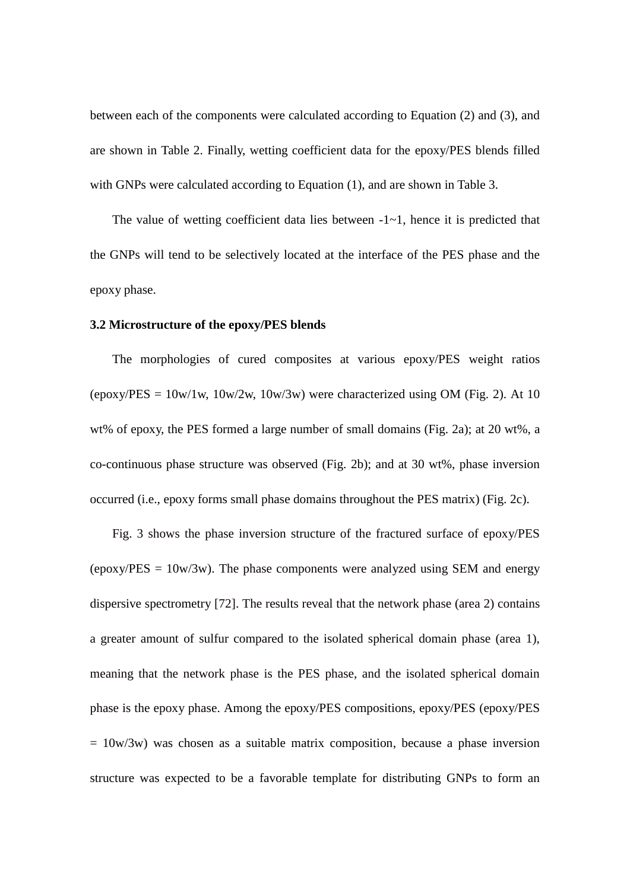between each of the components were calculated according to Equation (2) and (3), and are shown in Table 2. Finally, wetting coefficient data for the epoxy/PES blends filled with GNPs were calculated according to Equation (1), and are shown in Table 3.

The value of wetting coefficient data lies between -1~1, hence it is predicted that the GNPs will tend to be selectively located at the interface of the PES phase and the epoxy phase.

**3.2 Microstructure of the epoxy/PES blends**

The morphologies of cured composites at various epoxy/PES weight ratios (epoxy/PES = 10w/1w, 10w/2w, 10w/3w) were characterized using OM (Fig. 2). At 10 wt% of epoxy, the PES formed a large number of small domains (Fig. 2a); at 20 wt%, a co-continuous phase structure was observed (Fig. 2b); and at 30 wt%, phase inversion occurred (i.e., epoxy forms small phase domains throughout the PES matrix) (Fig. 2c).

Fig. 3 shows the phase inversion structure of the fractured surface of epoxy/PES (epoxy/PES = 10w/3w). The phase components were analyzed using SEM and energy dispersive spectrometry [72]. The results reveal that the network phase (area 2) contains a greater amount of sulfur compared to the isolated spherical domain phase (area 1), meaning that the network phase is the PES phase, and the isolated spherical domain phase is the epoxy phase. Among the epoxy/PES compositions, epoxy/PES (epoxy/PES = 10w/3w) was chosen as a suitable matrix composition, because a phase inversion structure was expected to be a favorable template for distributing GNPs to form an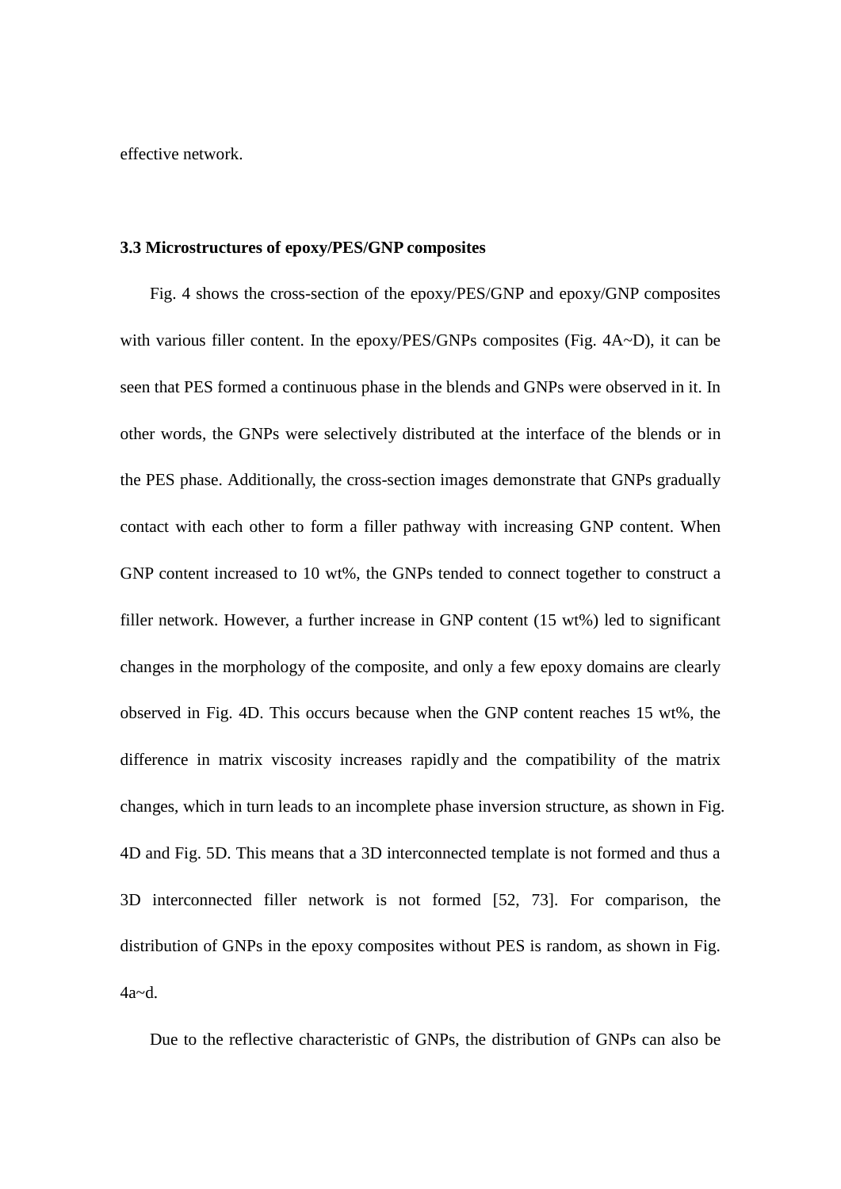effective network.

### 3.3 Microstructures of epoxy/PES/GNP composites

Fig. 4 shows the cross-section of the epoxy/PES/GNP and epoxy/GNP composites with various filler content. In the epoxy/PES/GNPs composites (Fig. 4A~D), it can be seen that PES formed a continuous phase in the blends and GNPs were observed in it. In other words, the GNPs were selectively distributed at the interface of the blends or in the PES phase. Additionally, the cross-section images demonstrate that GNPs gradually contact with each other to form a filler pathway with increasing GNP content. When GNP content increased to 10 wt%, the GNPs tended to connect together to construct a filler network. However, a further increase in GNP content (15 wt%) led to significant changes in the morphology of the composite, and only a few epoxy domains are clearly observed in Fig. 4D. This occurs because when the GNP content reaches 15 wt%, the difference in matrix viscosity increases rapidly and the compatibility of the matrix changes, which in turn leads to an incomplete phase inversion structure, as shown in Fig. 4D and Fig. 5D. This means that a 3D interconnected template is not formed and thus a 3D interconnected filler network is not formed [52, 73]. For comparison, the distribution of GNPs in the epoxy composites without PES is random, as shown in Fig. 4a~d.

Due to the reflective characteristic of GNPs, the distribution of GNPs can also be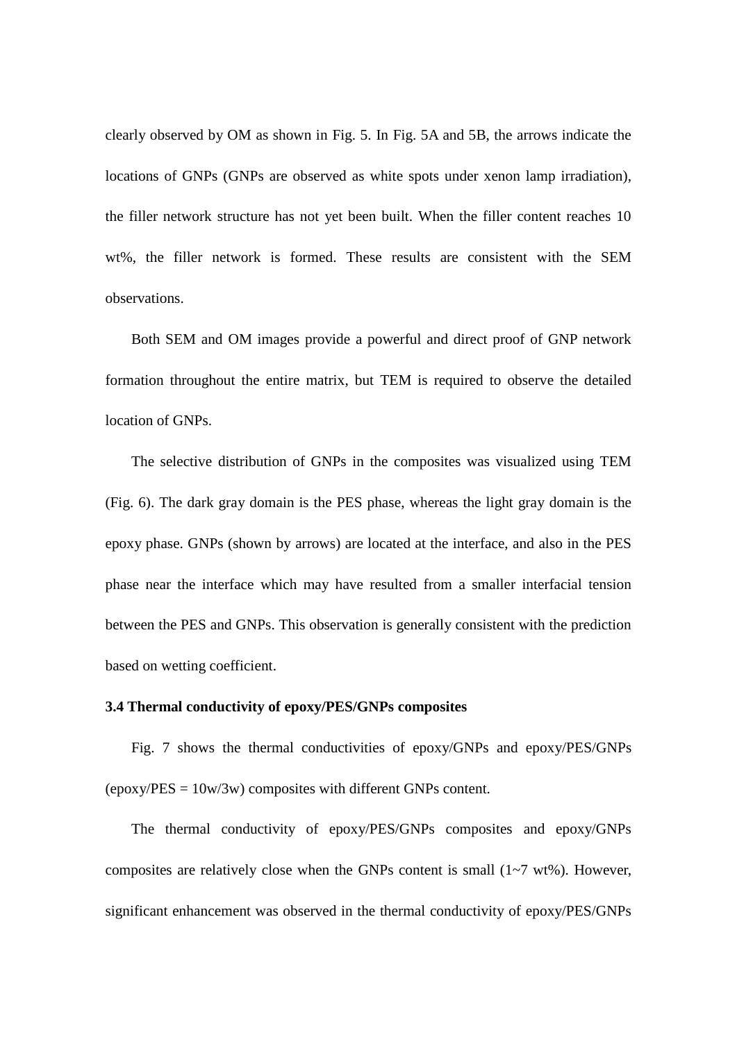clearly observed by OM as shown in Fig. 5. In Fig. 5A and 5B, the arrows indicate the locations of GNPs (GNPs are observed as white spots under xenon lamp irradiation), the filler network structure has not yet been built. When the filler content reaches 10 wt%, the filler network is formed. These results are consistent with the SEM observations.

Both SEM and OM images provide a powerful and direct proof of GNP network formation throughout the entire matrix, but TEM is required to observe the detailed location of GNPs.

The selective distribution of GNPs in the composites was visualized using TEM (Fig. 6). The dark gray domain is the PES phase, whereas the light gray domain is the epoxy phase. GNPs (shown by arrows) are located at the interface, and also in the PES phase near the interface which may have resulted from a smaller interfacial tension between the PES and GNPs. This observation is generally consistent with the prediction based on wetting coefficient.

### 3.4 Thermal conductivity of epoxy/PES/GNPs composites

Fig. 7 shows the thermal conductivities of epoxy/GNPs and epoxy/PES/GNPs (epoxy/PES = 10w/3w) composites with different GNPs content.

The thermal conductivity of epoxy/PES/GNPs composites and epoxy/GNPs composites are relatively close when the GNPs content is small (1~7 wt%). However, significant enhancement was observed in the thermal conductivity of epoxy/PES/GNPs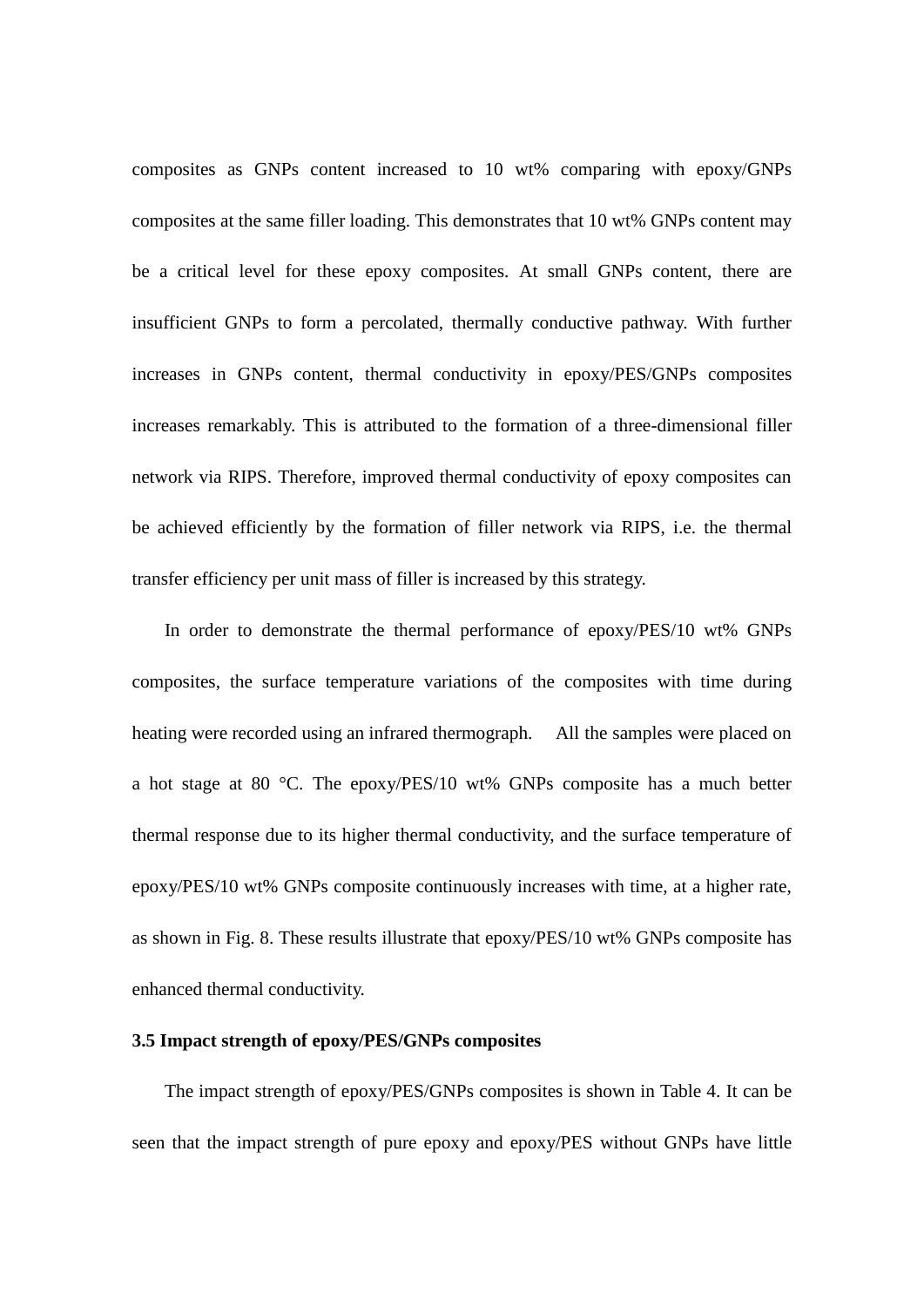composites as GNPs content increased to 10 wt% comparing with epoxy/GNPs composites at the same filler loading. This demonstrates that 10 wt% GNPs content may be a critical level for these epoxy composites. At small GNPs content, there are insufficient GNPs to form a percolated, thermally conductive pathway. With further increases in GNPs content, thermal conductivity in epoxy/PES/GNPs composites increases remarkably. This is attributed to the formation of a three-dimensional filler network via RIPS. Therefore, improved thermal conductivity of epoxy composites can be achieved efficiently by the formation of filler network via RIPS, i.e. the thermal transfer efficiency per unit mass of filler is increased by this strategy.

In order to demonstrate the thermal performance of epoxy/PES/10 wt% GNPs composites, the surface temperature variations of the composites with time during heating were recorded using an infrared thermograph. All the samples were placed on a hot stage at 80 °C. The epoxy/PES/10 wt% GNPs composite has a much better thermal response due to its higher thermal conductivity, and the surface temperature of epoxy/PES/10 wt% GNPs composite continuously increases with time, at a higher rate, as shown in Fig. 8. These results illustrate that epoxy/PES/10 wt% GNPs composite has enhanced thermal conductivity.

**3.5 Impact strength of epoxy/PES/GNPs composites**

The impact strength of epoxy/PES/GNPs composites is shown in Table 4. It can be seen that the impact strength of pure epoxy and epoxy/PES without GNPs have little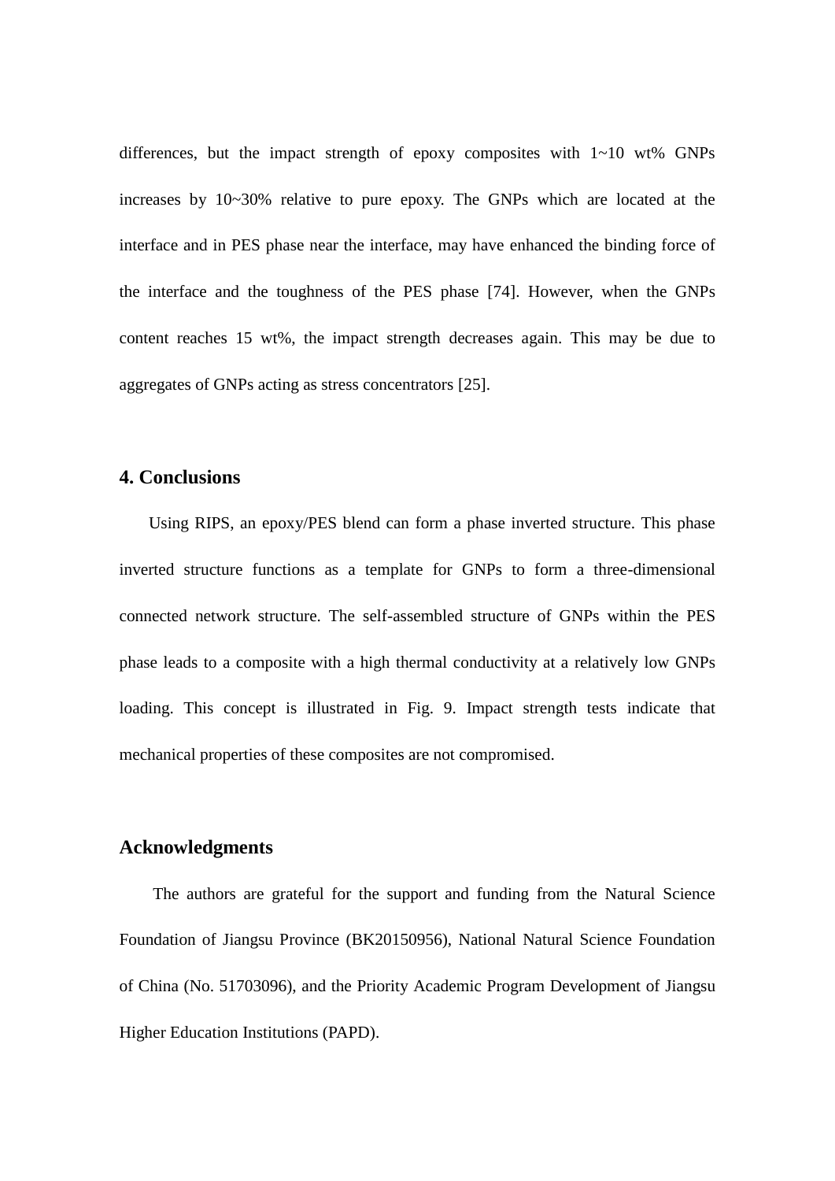differences, but the impact strength of epoxy composites with 1~10 wt% GNPs increases by 10~30% relative to pure epoxy. The GNPs which are located at the interface and in PES phase near the interface, may have enhanced the binding force of the interface and the toughness of the PES phase [74]. However, when the GNPs content reaches 15 wt%, the impact strength decreases again. This may be due to aggregates of GNPs acting as stress concentrators [25].

## 4. Conclusions

Using RIPS, an epoxy/PES blend can form a phase inverted structure. This phase inverted structure functions as a template for GNPs to form a three-dimensional connected network structure. The self-assembled structure of GNPs within the PES phase leads to a composite with a high thermal conductivity at a relatively low GNPs loading. This concept is illustrated in Fig. 9. Impact strength tests indicate that mechanical properties of these composites are not compromised.

## Acknowledgments

The authors are grateful for the support and funding from the Natural Science Foundation of Jiangsu Province (BK20150956), National Natural Science Foundation of China (No. 51703096), and the Priority Academic Program Development of Jiangsu Higher Education Institutions (PAPD).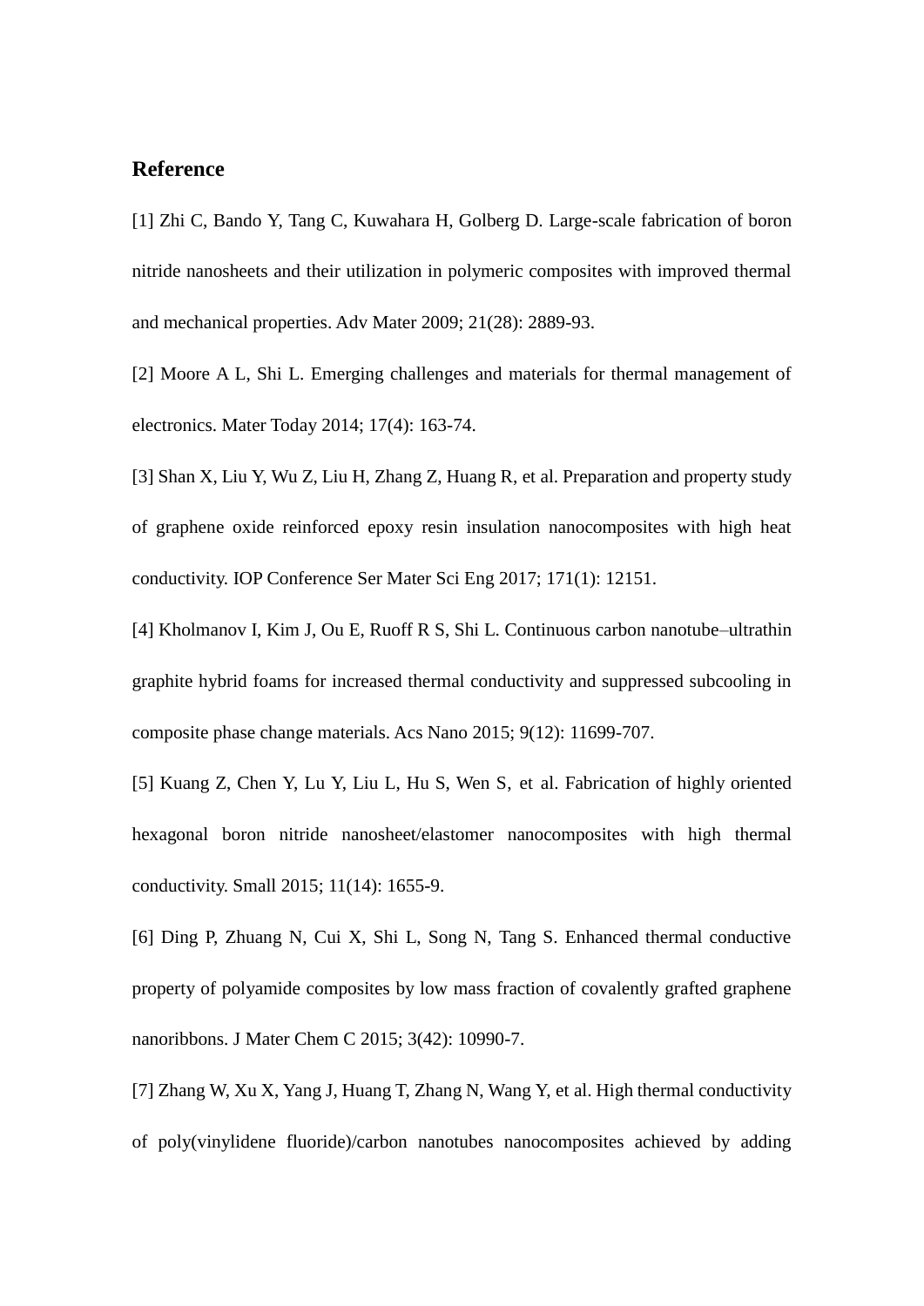## Reference

[1] Zhi C, Bando Y, Tang C, Kuwahara H, Golberg D. Large-scale fabrication of boron nitride nanosheets and their utilization in polymeric composites with improved thermal and mechanical properties. Adv Mater 2009; 21(28): 2889-93.

[2] Moore A L, Shi L. Emerging challenges and materials for thermal management of electronics. Mater Today 2014; 17(4): 163-74.

[3] Shan X, Liu Y, Wu Z, Liu H, Zhang Z, Huang R, et al. Preparation and property study of graphene oxide reinforced epoxy resin insulation nanocomposites with high heat conductivity. IOP Conference Ser Mater Sci Eng 2017; 171(1): 12151.

[4] Kholmanov I, Kim J, Ou E, Ruoff R S, Shi L. Continuous carbon nanotube–ultrathin graphite hybrid foams for increased thermal conductivity and suppressed subcooling in composite phase change materials. Acs Nano 2015; 9(12): 11699-707.

[5] Kuang Z, Chen Y, Lu Y, Liu L, Hu S, Wen S, et al. Fabrication of highly oriented hexagonal boron nitride nanosheet/elastomer nanocomposites with high thermal conductivity. Small 2015; 11(14): 1655-9.

[6] Ding P, Zhuang N, Cui X, Shi L, Song N, Tang S. Enhanced thermal conductive property of polyamide composites by low mass fraction of covalently grafted graphene nanoribbons. J Mater Chem C 2015; 3(42): 10990-7.

[7] Zhang W, Xu X, Yang J, Huang T, Zhang N, Wang Y, et al. High thermal conductivity of poly(vinylidene fluoride)/carbon nanotubes nanocomposites achieved by adding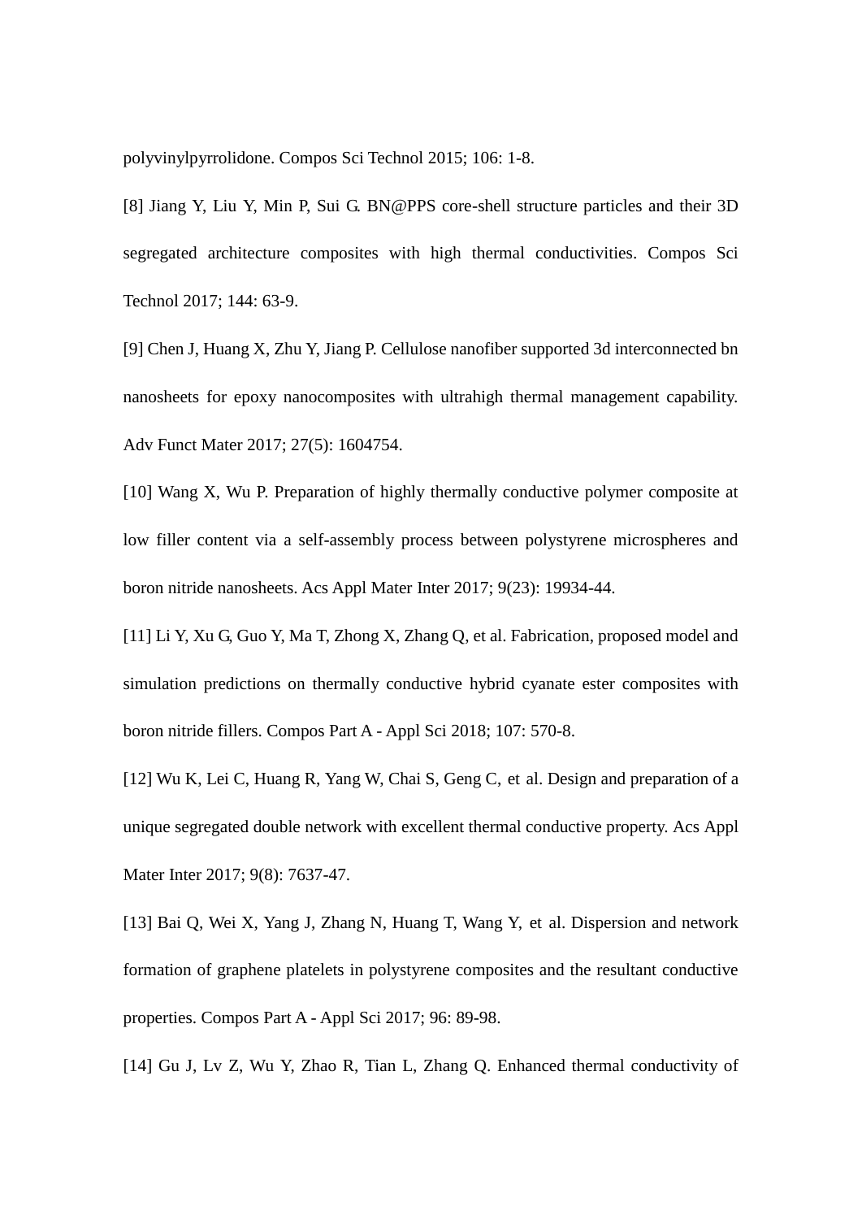polyvinylpyrrolidone. Compos Sci Technol 2015; 106: 1-8.

[8] Jiang Y, Liu Y, Min P, Sui G. BN@PPS core-shell structure particles and their 3D segregated architecture composites with high thermal conductivities. Compos Sci Technol 2017; 144: 63-9.

[9] Chen J, Huang X, Zhu Y, Jiang P. Cellulose nanofiber supported 3d interconnected bn nanosheets for epoxy nanocomposites with ultrahigh thermal management capability. Adv Funct Mater 2017; 27(5): 1604754.

[10] Wang X, Wu P. Preparation of highly thermally conductive polymer composite at low filler content via a self-assembly process between polystyrene microspheres and boron nitride nanosheets. Acs Appl Mater Inter 2017; 9(23): 19934-44.

[11] Li Y, Xu G, Guo Y, Ma T, Zhong X, Zhang Q, et al. Fabrication, proposed model and simulation predictions on thermally conductive hybrid cyanate ester composites with boron nitride fillers. Compos Part A - Appl Sci 2018; 107: 570-8.

[12] Wu K, Lei C, Huang R, Yang W, Chai S, Geng C, et al. Design and preparation of a unique segregated double network with excellent thermal conductive property. Acs Appl Mater Inter 2017; 9(8): 7637-47.

[13] Bai Q, Wei X, Yang J, Zhang N, Huang T, Wang Y, et al. Dispersion and network formation of graphene platelets in polystyrene composites and the resultant conductive properties. Compos Part A - Appl Sci 2017; 96: 89-98.

[14] Gu J, Lv Z, Wu Y, Zhao R, Tian L, Zhang Q. Enhanced thermal conductivity of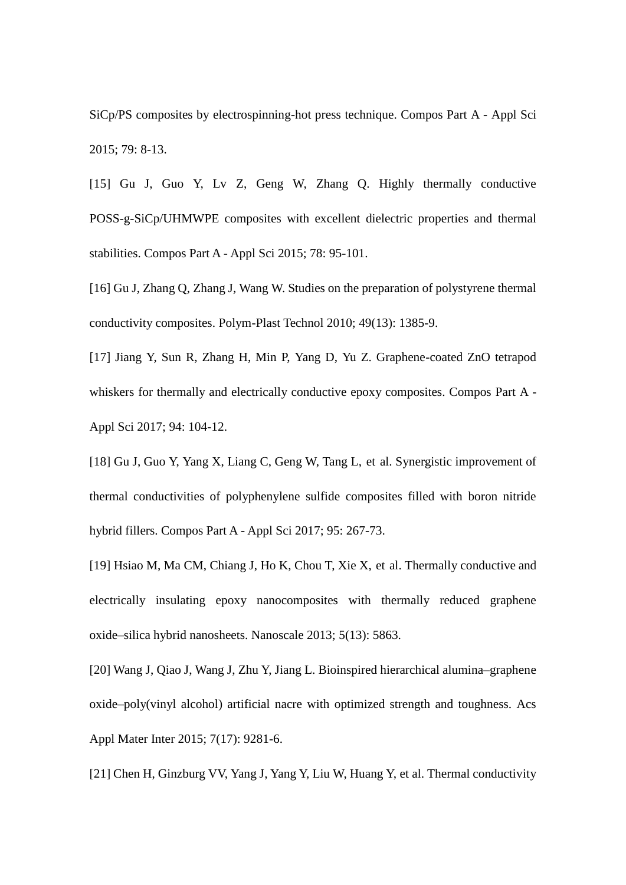SiCp/PS composites by electrospinning-hot press technique. Compos Part A - Appl Sci 2015; 79: 8-13.

[15] Gu J, Guo Y, Lv Z, Geng W, Zhang Q. Highly thermally conductive POSS-g-SiCp/UHMWPE composites with excellent dielectric properties and thermal stabilities. Compos Part A - Appl Sci 2015; 78: 95-101.

[16] Gu J, Zhang Q, Zhang J, Wang W. Studies on the preparation of polystyrene thermal conductivity composites. Polym-Plast Technol 2010; 49(13): 1385-9.

[17] Jiang Y, Sun R, Zhang H, Min P, Yang D, Yu Z. Graphene-coated ZnO tetrapod whiskers for thermally and electrically conductive epoxy composites. Compos Part A - Appl Sci 2017; 94: 104-12.

[18] Gu J, Guo Y, Yang X, Liang C, Geng W, Tang L, et al. Synergistic improvement of thermal conductivities of polyphenylene sulfide composites filled with boron nitride hybrid fillers. Compos Part A - Appl Sci 2017; 95: 267-73.

[19] Hsiao M, Ma CM, Chiang J, Ho K, Chou T, Xie X, et al. Thermally conductive and electrically insulating epoxy nanocomposites with thermally reduced graphene oxide–silica hybrid nanosheets. Nanoscale 2013; 5(13): 5863.

[20] Wang J, Qiao J, Wang J, Zhu Y, Jiang L. Bioinspired hierarchical alumina–graphene oxide–poly(vinyl alcohol) artificial nacre with optimized strength and toughness. Acs Appl Mater Inter 2015; 7(17): 9281-6.

[21] Chen H, Ginzburg VV, Yang J, Yang Y, Liu W, Huang Y, et al. Thermal conductivity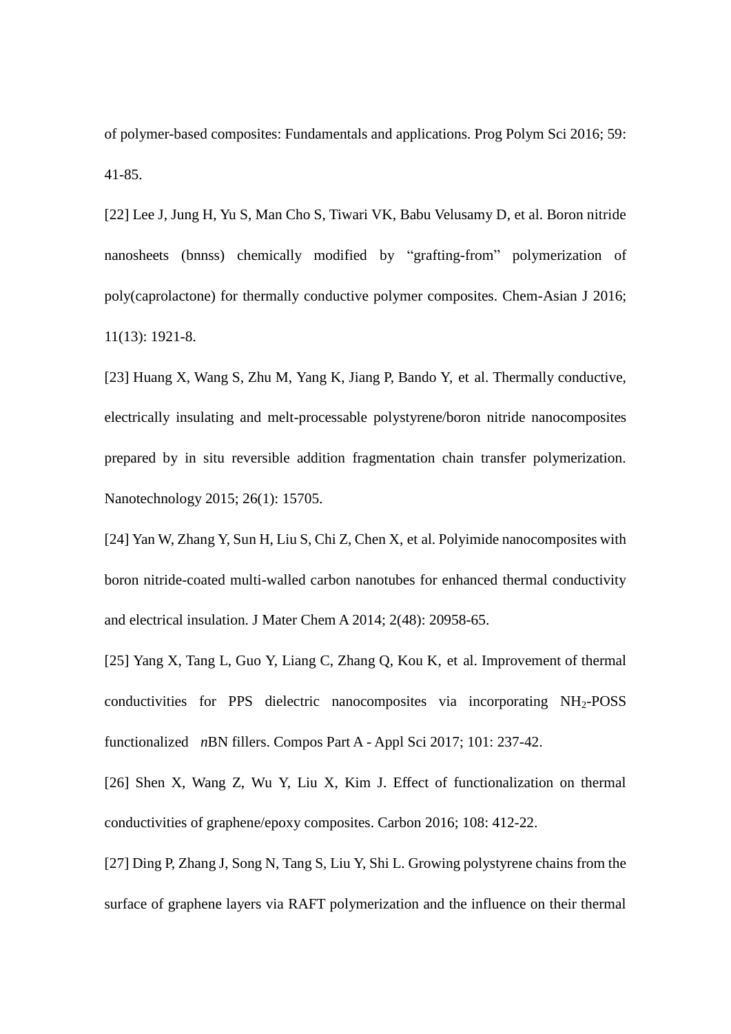of polymer-based composites: Fundamentals and applications. Prog Polym Sci 2016; 59: 41-85.

[22] Lee J, Jung H, Yu S, Man Cho S, Tiwari VK, Babu Velusamy D, et al. Boron nitride nanosheets (bnnss) chemically modified by "grafting-from" polymerization of poly(caprolactone) for thermally conductive polymer composites. Chem-Asian J 2016; 11(13): 1921-8.

[23] Huang X, Wang S, Zhu M, Yang K, Jiang P, Bando Y, et al. Thermally conductive, electrically insulating and melt-processable polystyrene/boron nitride nanocomposites prepared by in situ reversible addition fragmentation chain transfer polymerization. Nanotechnology 2015; 26(1): 15705.

[24] Yan W, Zhang Y, Sun H, Liu S, Chi Z, Chen X, et al. Polyimide nanocomposites with boron nitride-coated multi-walled carbon nanotubes for enhanced thermal conductivity and electrical insulation. J Mater Chem A 2014; 2(48): 20958-65.

[25] Yang X, Tang L, Guo Y, Liang C, Zhang Q, Kou K, et al. Improvement of thermal conductivities for PPS dielectric nanocomposites via incorporating $NH_2$-POSS functionalized *n*BN fillers. Compos Part A - Appl Sci 2017; 101: 237-42.

[26] Shen X, Wang Z, Wu Y, Liu X, Kim J. Effect of functionalization on thermal conductivities of graphene/epoxy composites. Carbon 2016; 108: 412-22.

[27] Ding P, Zhang J, Song N, Tang S, Liu Y, Shi L. Growing polystyrene chains from the surface of graphene layers via RAFT polymerization and the influence on their thermal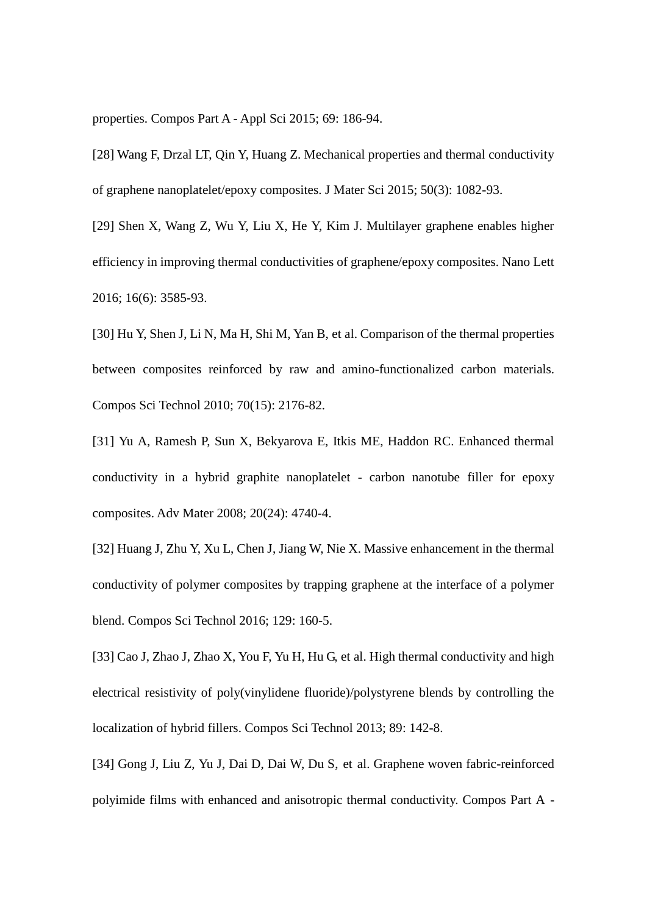properties. Compos Part A - Appl Sci 2015; 69: 186-94.

[28] Wang F, Drzal LT, Qin Y, Huang Z. Mechanical properties and thermal conductivity of graphene nanoplatelet/epoxy composites. J Mater Sci 2015; 50(3): 1082-93.

[29] Shen X, Wang Z, Wu Y, Liu X, He Y, Kim J. Multilayer graphene enables higher efficiency in improving thermal conductivities of graphene/epoxy composites. Nano Lett 2016; 16(6): 3585-93.

[30] Hu Y, Shen J, Li N, Ma H, Shi M, Yan B, et al. Comparison of the thermal properties between composites reinforced by raw and amino-functionalized carbon materials. Compos Sci Technol 2010; 70(15): 2176-82.

[31] Yu A, Ramesh P, Sun X, Bekyarova E, Itkis ME, Haddon RC. Enhanced thermal conductivity in a hybrid graphite nanoplatelet - carbon nanotube filler for epoxy composites. Adv Mater 2008; 20(24): 4740-4.

[32] Huang J, Zhu Y, Xu L, Chen J, Jiang W, Nie X. Massive enhancement in the thermal conductivity of polymer composites by trapping graphene at the interface of a polymer blend. Compos Sci Technol 2016; 129: 160-5.

[33] Cao J, Zhao J, Zhao X, You F, Yu H, Hu G, et al. High thermal conductivity and high electrical resistivity of poly(vinylidene fluoride)/polystyrene blends by controlling the localization of hybrid fillers. Compos Sci Technol 2013; 89: 142-8.

[34] Gong J, Liu Z, Yu J, Dai D, Dai W, Du S, et al. Graphene woven fabric-reinforced polyimide films with enhanced and anisotropic thermal conductivity. Compos Part A -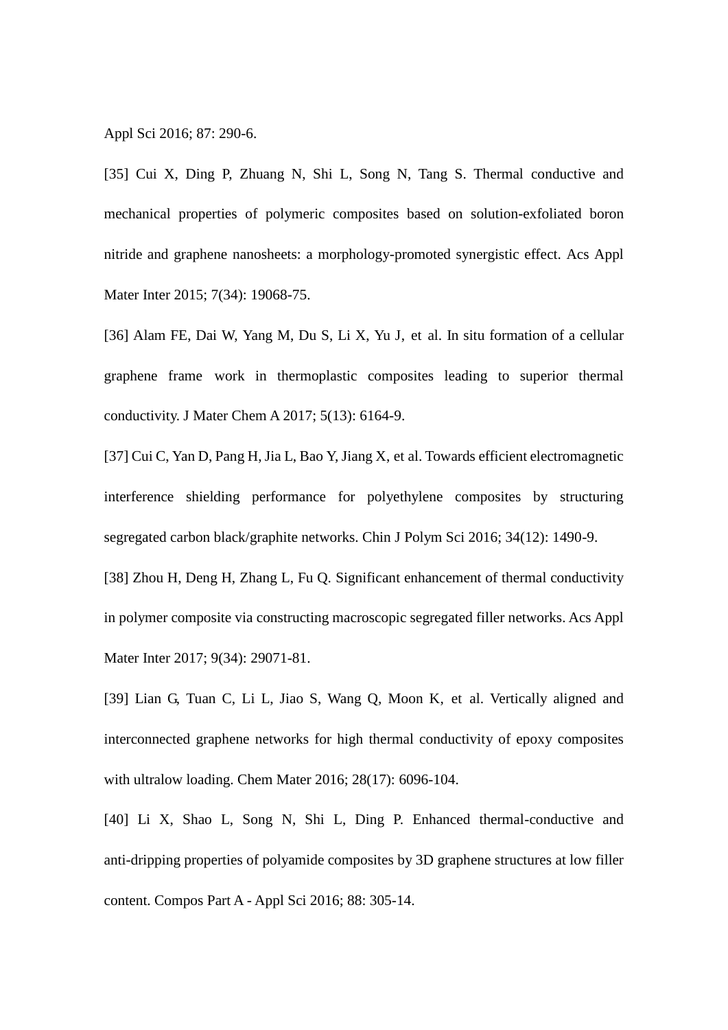Appl Sci 2016; 87: 290-6.

[35] Cui X, Ding P, Zhuang N, Shi L, Song N, Tang S. Thermal conductive and mechanical properties of polymeric composites based on solution-exfoliated boron nitride and graphene nanosheets: a morphology-promoted synergistic effect. Acs Appl Mater Inter 2015; 7(34): 19068-75.

[36] Alam FE, Dai W, Yang M, Du S, Li X, Yu J, et al. In situ formation of a cellular graphene frame work in thermoplastic composites leading to superior thermal conductivity. J Mater Chem A 2017; 5(13): 6164-9.

[37] Cui C, Yan D, Pang H, Jia L, Bao Y, Jiang X, et al. Towards efficient electromagnetic interference shielding performance for polyethylene composites by structuring segregated carbon black/graphite networks. Chin J Polym Sci 2016; 34(12): 1490-9.

[38] Zhou H, Deng H, Zhang L, Fu Q. Significant enhancement of thermal conductivity in polymer composite via constructing macroscopic segregated filler networks. Acs Appl Mater Inter 2017; 9(34): 29071-81.

[39] Lian G, Tuan C, Li L, Jiao S, Wang Q, Moon K, et al. Vertically aligned and interconnected graphene networks for high thermal conductivity of epoxy composites with ultralow loading. Chem Mater 2016; 28(17): 6096-104.

[40] Li X, Shao L, Song N, Shi L, Ding P. Enhanced thermal-conductive and anti-dripping properties of polyamide composites by 3D graphene structures at low filler content. Compos Part A - Appl Sci 2016; 88: 305-14.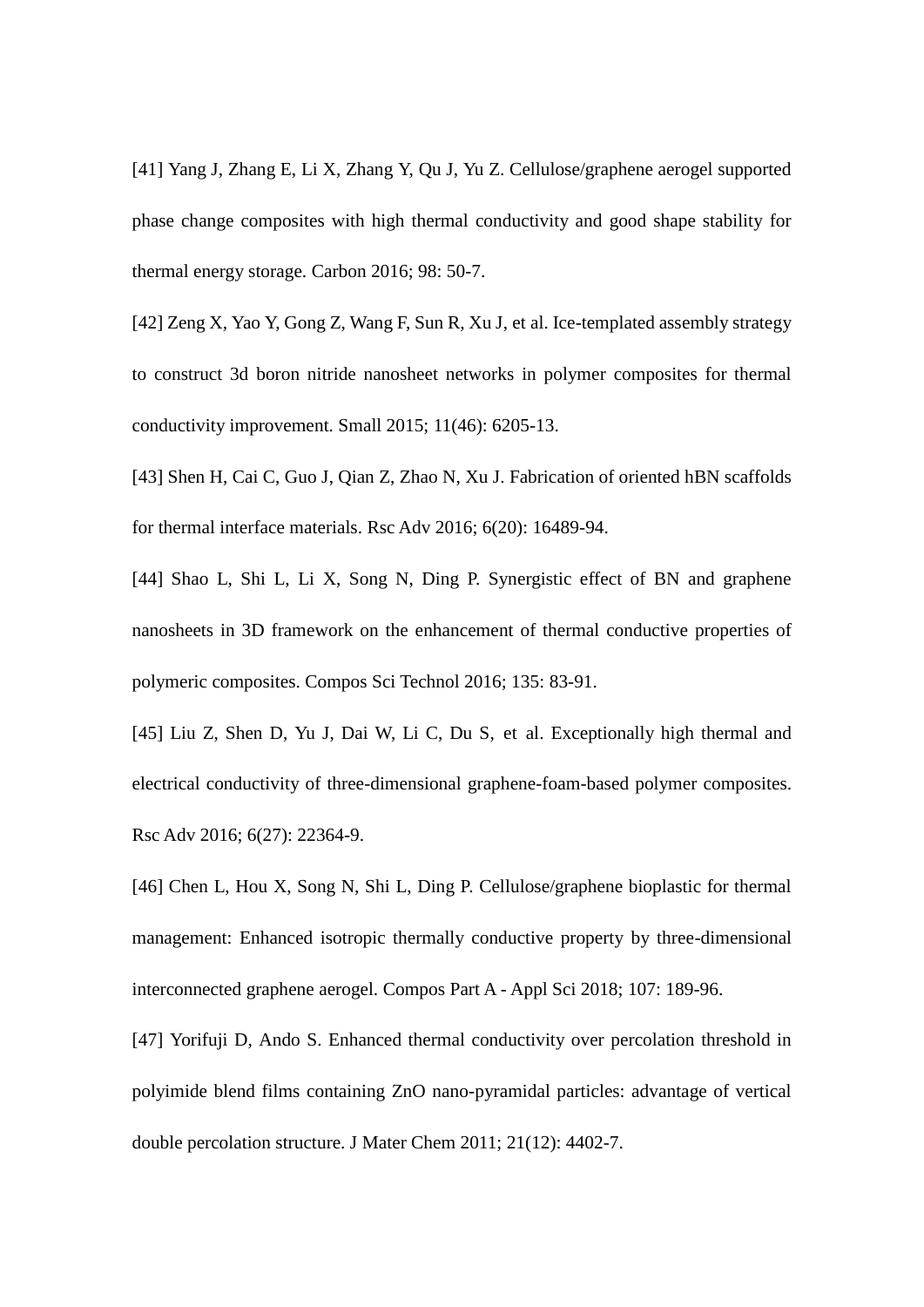[41] Yang J, Zhang E, Li X, Zhang Y, Qu J, Yu Z. Cellulose/graphene aerogel supported phase change composites with high thermal conductivity and good shape stability for thermal energy storage. Carbon 2016; 98: 50-7.

[42] Zeng X, Yao Y, Gong Z, Wang F, Sun R, Xu J, et al. Ice-templated assembly strategy to construct 3d boron nitride nanosheet networks in polymer composites for thermal conductivity improvement. Small 2015; 11(46): 6205-13.

[43] Shen H, Cai C, Guo J, Qian Z, Zhao N, Xu J. Fabrication of oriented hBN scaffolds for thermal interface materials. Rsc Adv 2016; 6(20): 16489-94.

[44] Shao L, Shi L, Li X, Song N, Ding P. Synergistic effect of BN and graphene nanosheets in 3D framework on the enhancement of thermal conductive properties of polymeric composites. Compos Sci Technol 2016; 135: 83-91.

[45] Liu Z, Shen D, Yu J, Dai W, Li C, Du S, et al. Exceptionally high thermal and electrical conductivity of three-dimensional graphene-foam-based polymer composites. Rsc Adv 2016; 6(27): 22364-9.

[46] Chen L, Hou X, Song N, Shi L, Ding P. Cellulose/graphene bioplastic for thermal management: Enhanced isotropic thermally conductive property by three-dimensional interconnected graphene aerogel. Compos Part A - Appl Sci 2018; 107: 189-96.

[47] Yorifuji D, Ando S. Enhanced thermal conductivity over percolation threshold in polyimide blend films containing ZnO nano-pyramidal particles: advantage of vertical double percolation structure. J Mater Chem 2011; 21(12): 4402-7.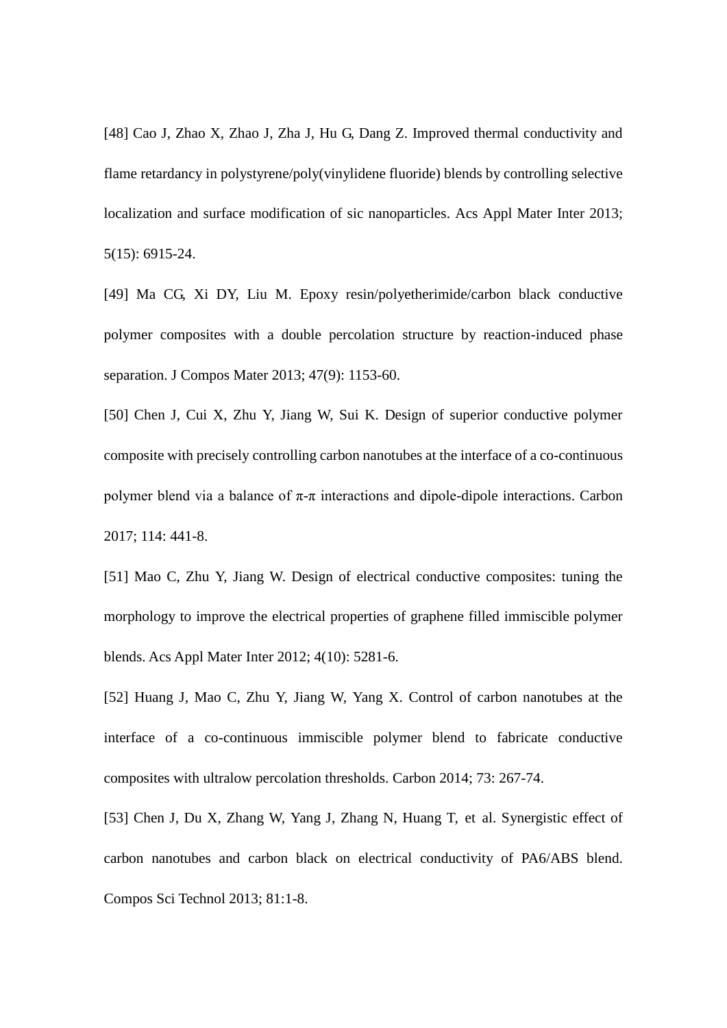[48] Cao J, Zhao X, Zhao J, Zha J, Hu G, Dang Z. Improved thermal conductivity and flame retardancy in polystyrene/poly(vinylidene fluoride) blends by controlling selective localization and surface modification of sic nanoparticles. Acs Appl Mater Inter 2013; 5(15): 6915-24.

[49] Ma CG, Xi DY, Liu M. Epoxy resin/polyetherimide/carbon black conductive polymer composites with a double percolation structure by reaction-induced phase separation. J Compos Mater 2013; 47(9): 1153-60.

[50] Chen J, Cui X, Zhu Y, Jiang W, Sui K. Design of superior conductive polymer composite with precisely controlling carbon nanotubes at the interface of a co-continuous polymer blend via a balance of π-π interactions and dipole-dipole interactions. Carbon 2017; 114: 441-8.

[51] Mao C, Zhu Y, Jiang W. Design of electrical conductive composites: tuning the morphology to improve the electrical properties of graphene filled immiscible polymer blends. Acs Appl Mater Inter 2012; 4(10): 5281-6.

[52] Huang J, Mao C, Zhu Y, Jiang W, Yang X. Control of carbon nanotubes at the interface of a co-continuous immiscible polymer blend to fabricate conductive composites with ultralow percolation thresholds. Carbon 2014; 73: 267-74.

[53] Chen J, Du X, Zhang W, Yang J, Zhang N, Huang T, et al. Synergistic effect of carbon nanotubes and carbon black on electrical conductivity of PA6/ABS blend. Compos Sci Technol 2013; 81:1-8.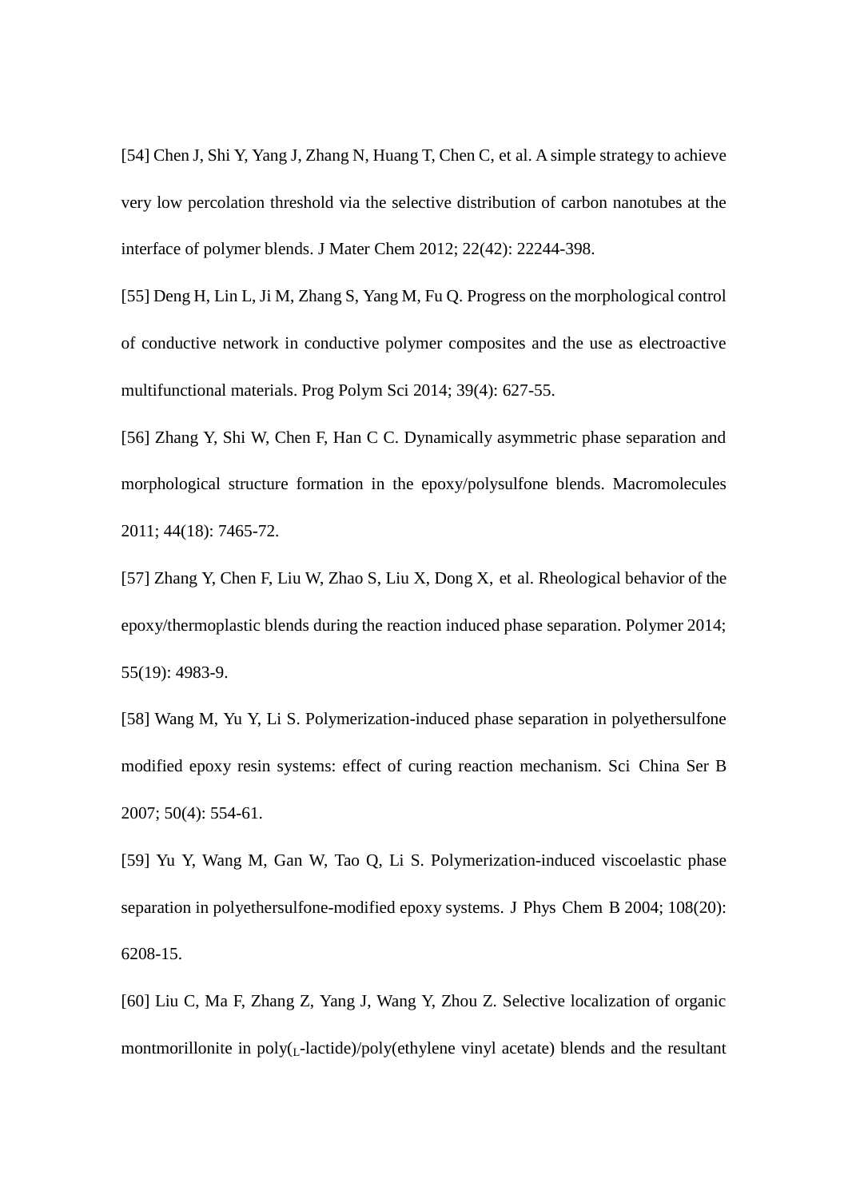[54] Chen J, Shi Y, Yang J, Zhang N, Huang T, Chen C, et al. A simple strategy to achieve very low percolation threshold via the selective distribution of carbon nanotubes at the interface of polymer blends. J Mater Chem 2012; 22(42): 22244-398.

[55] Deng H, Lin L, Ji M, Zhang S, Yang M, Fu Q. Progress on the morphological control of conductive network in conductive polymer composites and the use as electroactive multifunctional materials. Prog Polym Sci 2014; 39(4): 627-55.

[56] Zhang Y, Shi W, Chen F, Han C C. Dynamically asymmetric phase separation and morphological structure formation in the epoxy/polysulfone blends. Macromolecules 2011; 44(18): 7465-72.

[57] Zhang Y, Chen F, Liu W, Zhao S, Liu X, Dong X, et al. Rheological behavior of the epoxy/thermoplastic blends during the reaction induced phase separation. Polymer 2014; 55(19): 4983-9.

[58] Wang M, Yu Y, Li S. Polymerization-induced phase separation in polyethersulfone modified epoxy resin systems: effect of curing reaction mechanism. Sci China Ser B 2007; 50(4): 554-61.

[59] Yu Y, Wang M, Gan W, Tao Q, Li S. Polymerization-induced viscoelastic phase separation in polyethersulfone-modified epoxy systems. J Phys Chem B 2004; 108(20): 6208-15.

[60] Liu C, Ma F, Zhang Z, Yang J, Wang Y, Zhou Z. Selective localization of organic montmorillonite in poly($_{L}$-lactide)/poly(ethylene vinyl acetate) blends and the resultant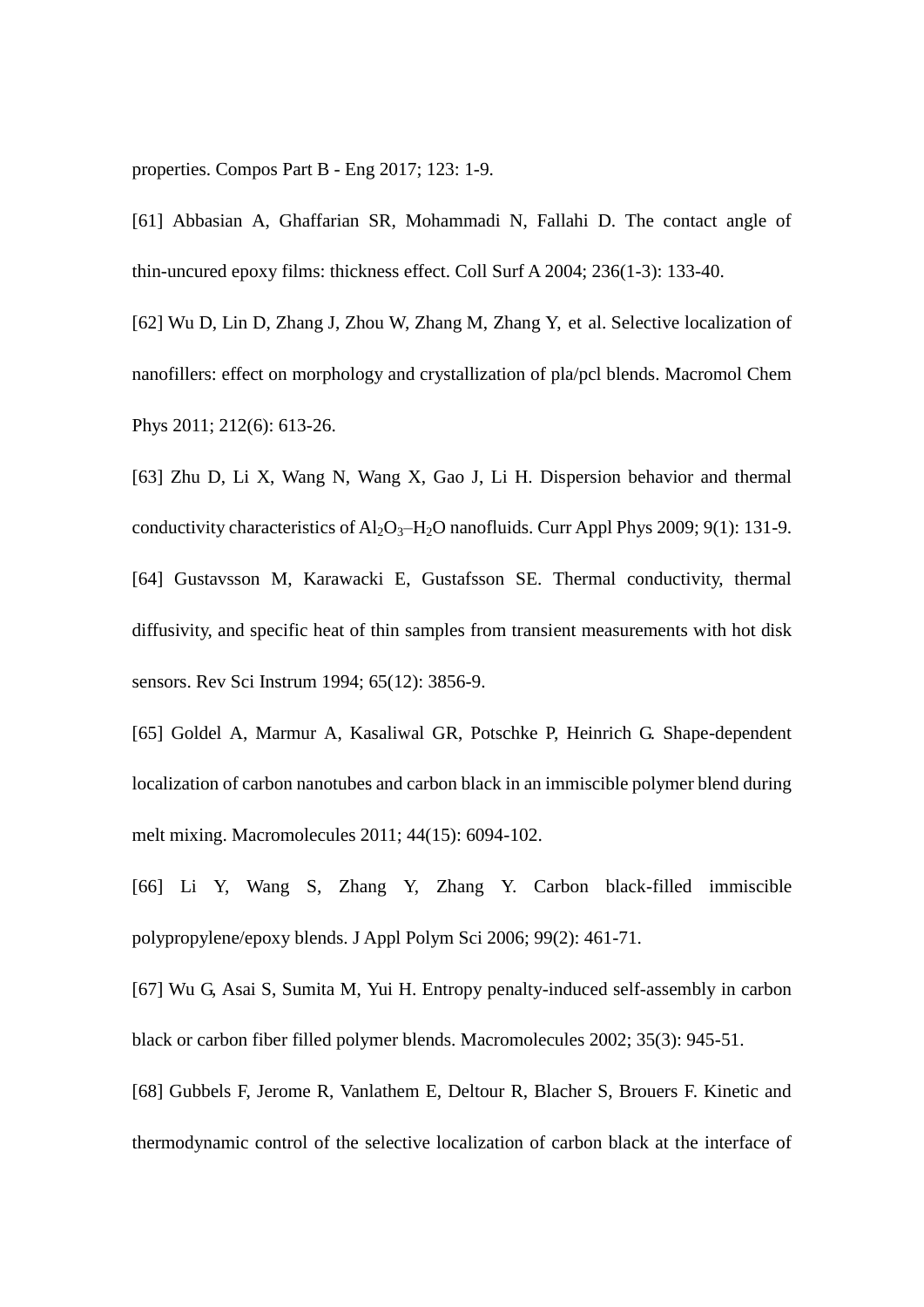properties. Compos Part B - Eng 2017; 123: 1-9.

[61] Abbasian A, Ghaffarian SR, Mohammadi N, Fallahi D. The contact angle of thin-uncured epoxy films: thickness effect. Coll Surf A 2004; 236(1-3): 133-40.

[62] Wu D, Lin D, Zhang J, Zhou W, Zhang M, Zhang Y, et al. Selective localization of nanofillers: effect on morphology and crystallization of pla/pcl blends. Macromol Chem Phys 2011; 212(6): 613-26.

[63] Zhu D, Li X, Wang N, Wang X, Gao J, Li H. Dispersion behavior and thermal conductivity characteristics of $Al_2O_3$–$H_2O$ nanofluids. Curr Appl Phys 2009; 9(1): 131-9.

[64] Gustavsson M, Karawacki E, Gustafsson SE. Thermal conductivity, thermal diffusivity, and specific heat of thin samples from transient measurements with hot disk sensors. Rev Sci Instrum 1994; 65(12): 3856-9.

[65] Goldel A, Marmur A, Kasaliwal GR, Potschke P, Heinrich G. Shape-dependent localization of carbon nanotubes and carbon black in an immiscible polymer blend during melt mixing. Macromolecules 2011; 44(15): 6094-102.

[66] Li Y, Wang S, Zhang Y, Zhang Y. Carbon black-filled immiscible polypropylene/epoxy blends. J Appl Polym Sci 2006; 99(2): 461-71.

[67] Wu G, Asai S, Sumita M, Yui H. Entropy penalty-induced self-assembly in carbon black or carbon fiber filled polymer blends. Macromolecules 2002; 35(3): 945-51.

[68] Gubbels F, Jerome R, Vanlathem E, Deltour R, Blacher S, Brouers F. Kinetic and thermodynamic control of the selective localization of carbon black at the interface of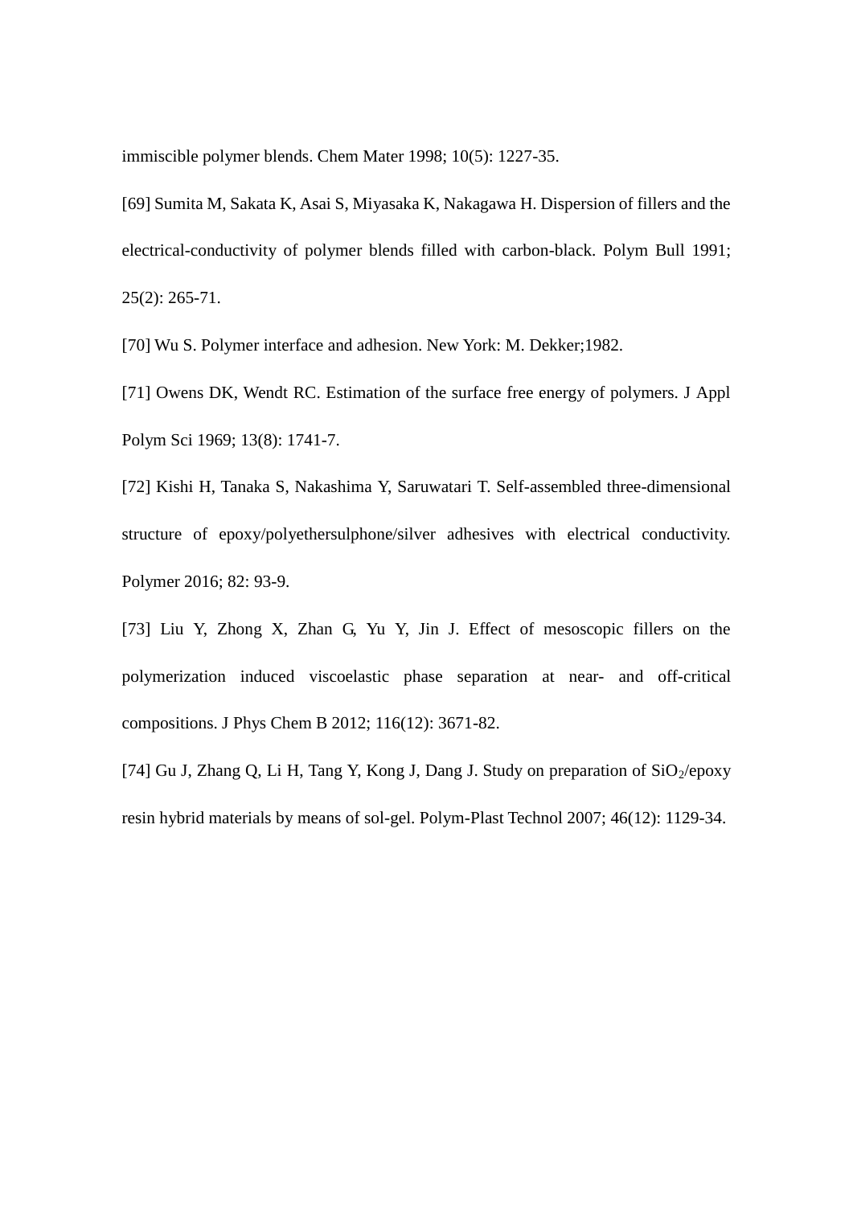immiscible polymer blends. Chem Mater 1998; 10(5): 1227-35.

[69] Sumita M, Sakata K, Asai S, Miyasaka K, Nakagawa H. Dispersion of fillers and the electrical-conductivity of polymer blends filled with carbon-black. Polym Bull 1991; 25(2): 265-71.

[70] Wu S. Polymer interface and adhesion. New York: M. Dekker;1982.

[71] Owens DK, Wendt RC. Estimation of the surface free energy of polymers. J Appl Polym Sci 1969; 13(8): 1741-7.

[72] Kishi H, Tanaka S, Nakashima Y, Saruwatari T. Self-assembled three-dimensional structure of epoxy/polyethersulphone/silver adhesives with electrical conductivity. Polymer 2016; 82: 93-9.

[73] Liu Y, Zhong X, Zhan G, Yu Y, Jin J. Effect of mesoscopic fillers on the polymerization induced viscoelastic phase separation at near- and off-critical compositions. J Phys Chem B 2012; 116(12): 3671-82.

[74] Gu J, Zhang Q, Li H, Tang Y, Kong J, Dang J. Study on preparation of $SiO_2$/epoxy resin hybrid materials by means of sol-gel. Polym-Plast Technol 2007; 46(12): 1129-34.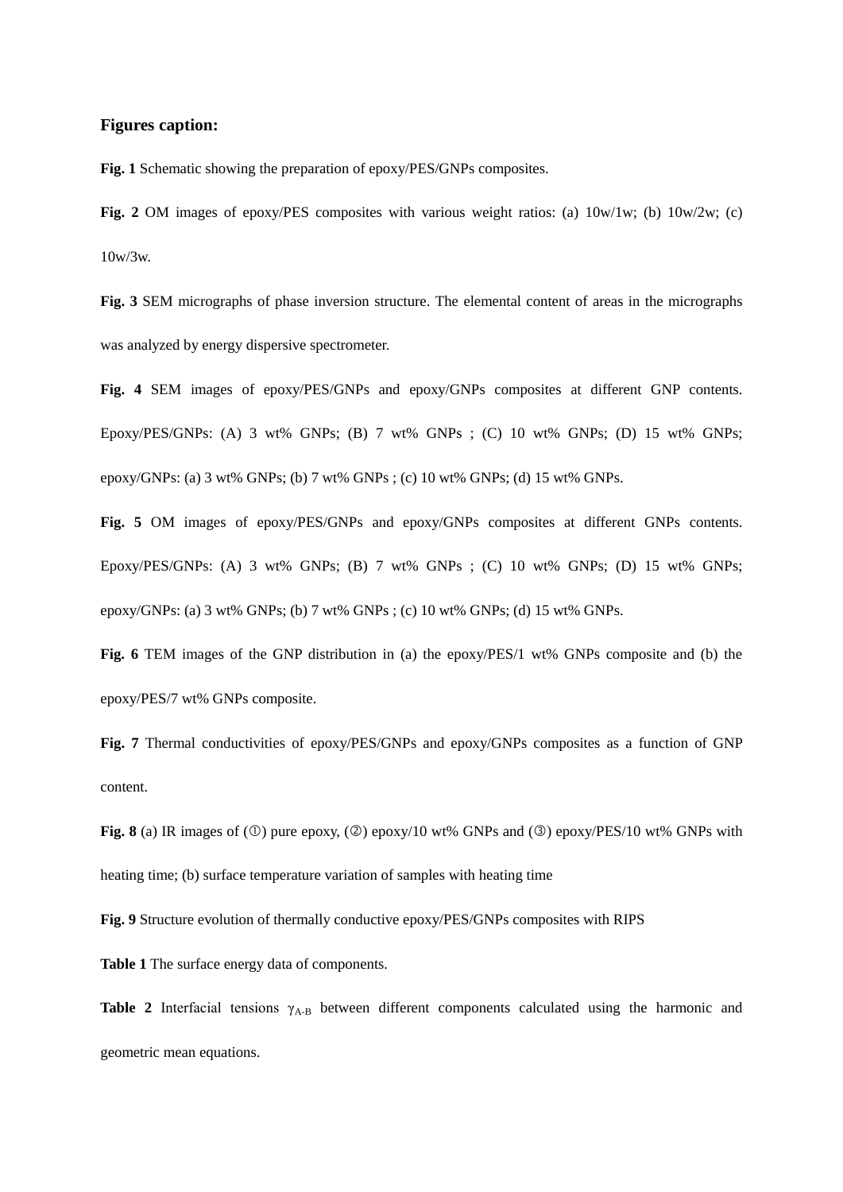**Figures caption:**

**Fig. 1** Schematic showing the preparation of epoxy/PES/GNPs composites.

**Fig. 2** OM images of epoxy/PES composites with various weight ratios: (a) 10w/1w; (b) 10w/2w; (c) 10w/3w.

**Fig. 3** SEM micrographs of phase inversion structure. The elemental content of areas in the micrographs was analyzed by energy dispersive spectrometer.

**Fig. 4** SEM images of epoxy/PES/GNPs and epoxy/GNPs composites at different GNP contents. Epoxy/PES/GNPs: (A) 3 wt% GNPs; (B) 7 wt% GNPs ; (C) 10 wt% GNPs; (D) 15 wt% GNPs; epoxy/GNPs: (a) 3 wt% GNPs; (b) 7 wt% GNPs ; (c) 10 wt% GNPs; (d) 15 wt% GNPs.

**Fig. 5** OM images of epoxy/PES/GNPs and epoxy/GNPs composites at different GNPs contents. Epoxy/PES/GNPs: (A) 3 wt% GNPs; (B) 7 wt% GNPs ; (C) 10 wt% GNPs; (D) 15 wt% GNPs; epoxy/GNPs: (a) 3 wt% GNPs; (b) 7 wt% GNPs ; (c) 10 wt% GNPs; (d) 15 wt% GNPs.

**Fig. 6** TEM images of the GNP distribution in (a) the epoxy/PES/1 wt% GNPs composite and (b) the epoxy/PES/7 wt% GNPs composite.

**Fig. 7** Thermal conductivities of epoxy/PES/GNPs and epoxy/GNPs composites as a function of GNP content.

**Fig. 8** (a) IR images of (①) pure epoxy, (②) epoxy/10 wt% GNPs and (③) epoxy/PES/10 wt% GNPs with heating time; (b) surface temperature variation of samples with heating time

**Fig. 9** Structure evolution of thermally conductive epoxy/PES/GNPs composites with RIPS

**Table 1** The surface energy data of components.

**Table 2** Interfacial tensions $\gamma_{A\text{-}B}$ between different components calculated using the harmonic and geometric mean equations.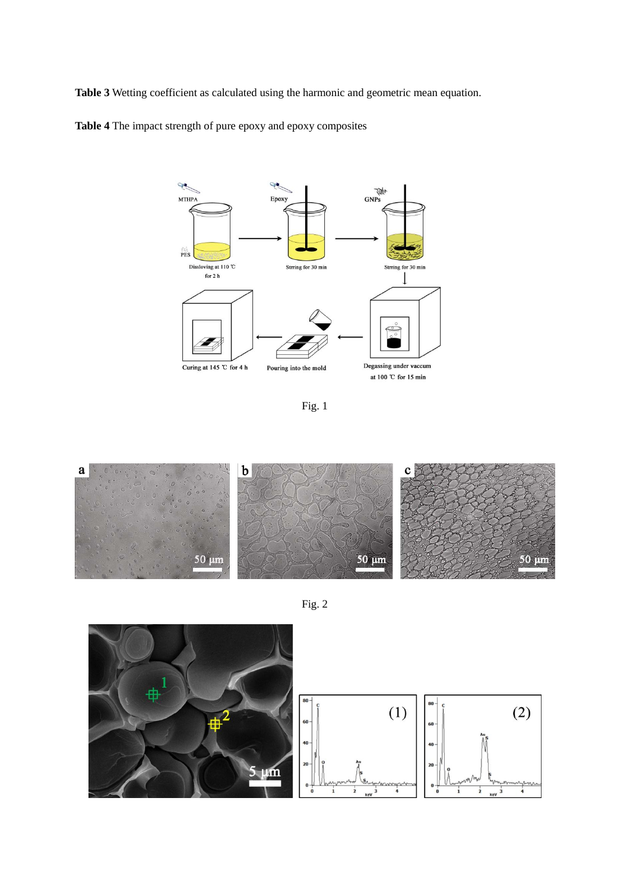**Table 3** Wetting coefficient as calculated using the harmonic and geometric mean equation.

**Table 4** The impact strength of pure epoxy and epoxy composites

Fig. 1

Fig. 2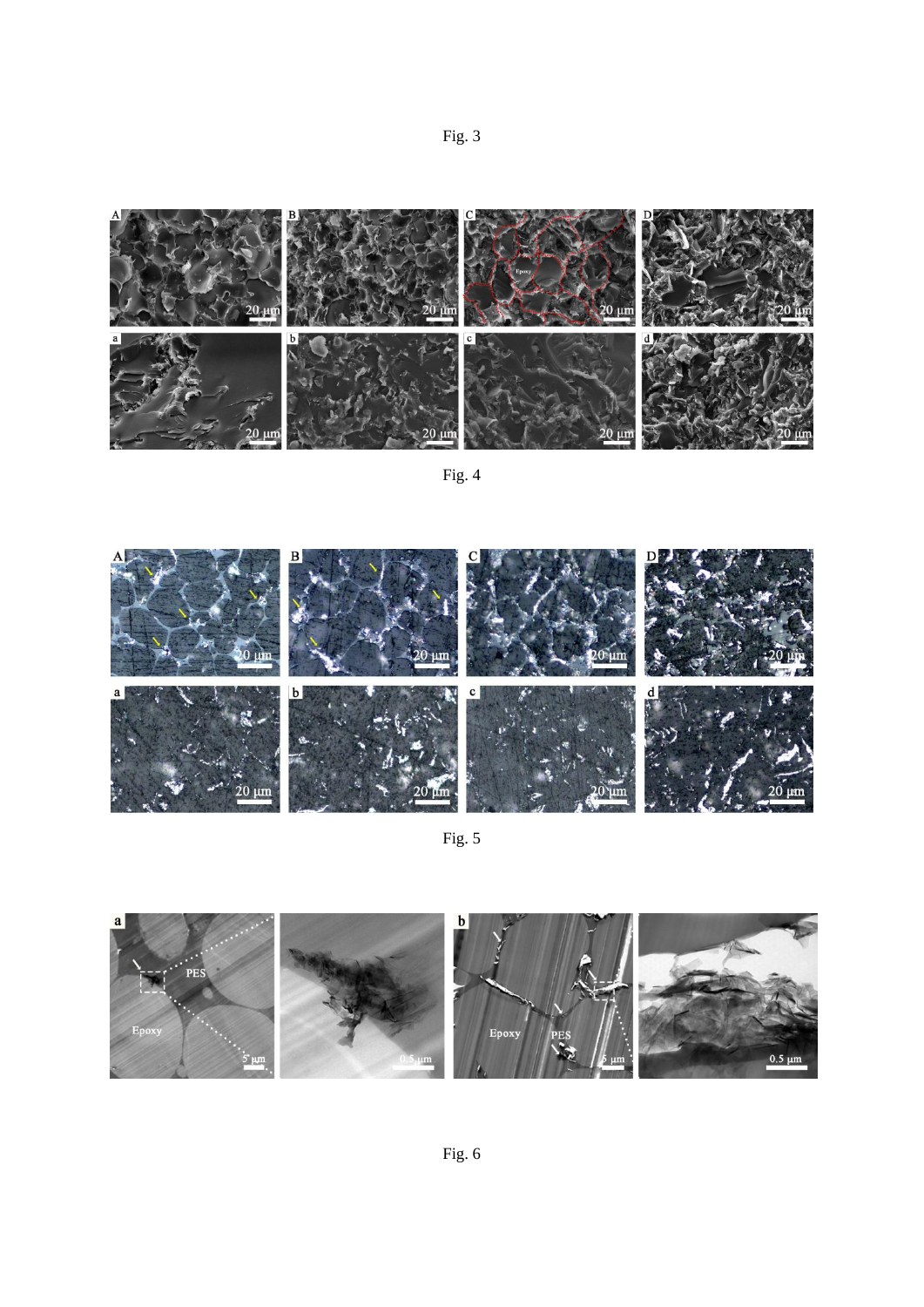Fig. 3

Fig. 4

Fig. 5

Fig. 6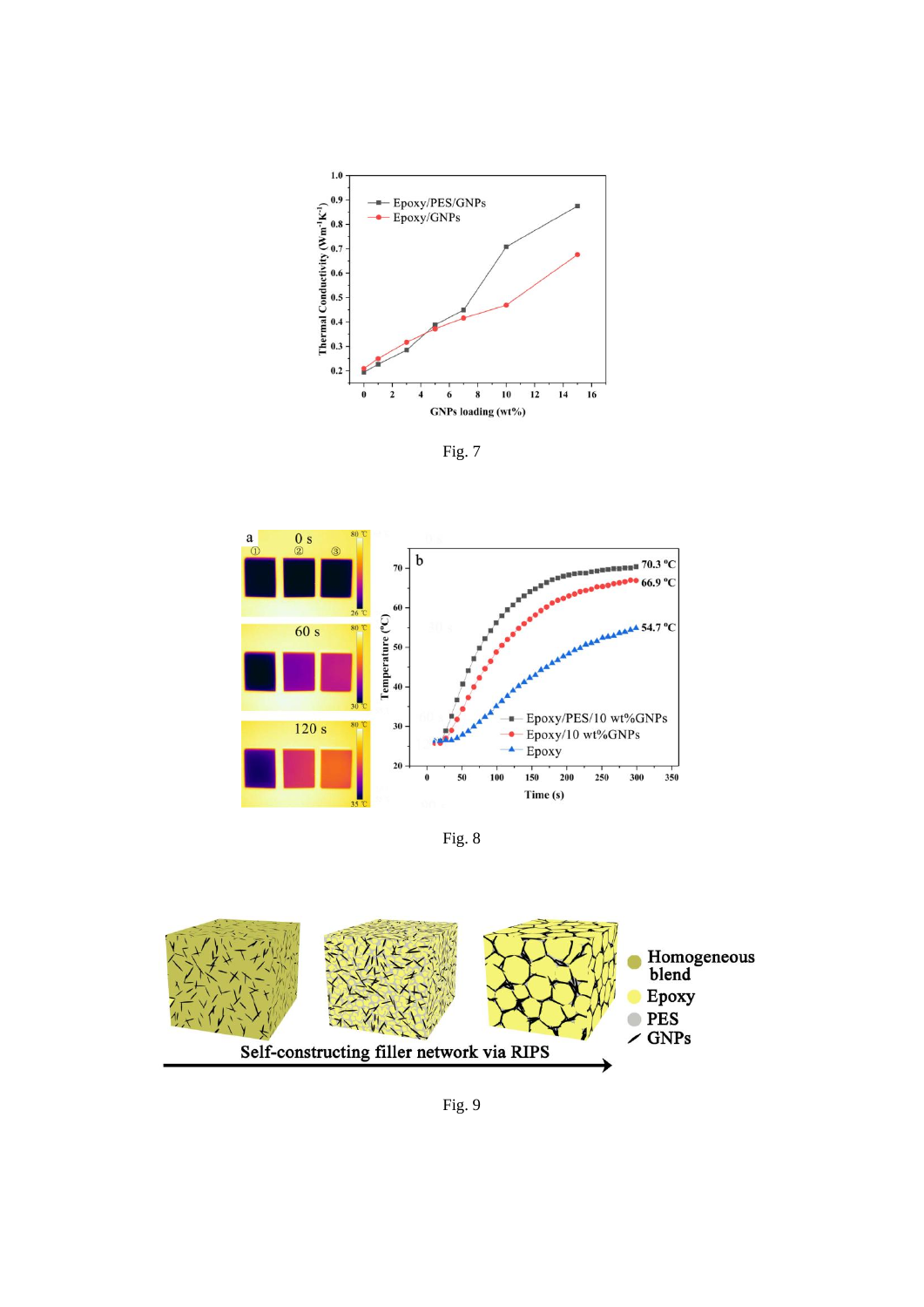Fig. 7

Fig. 8

Fig. 9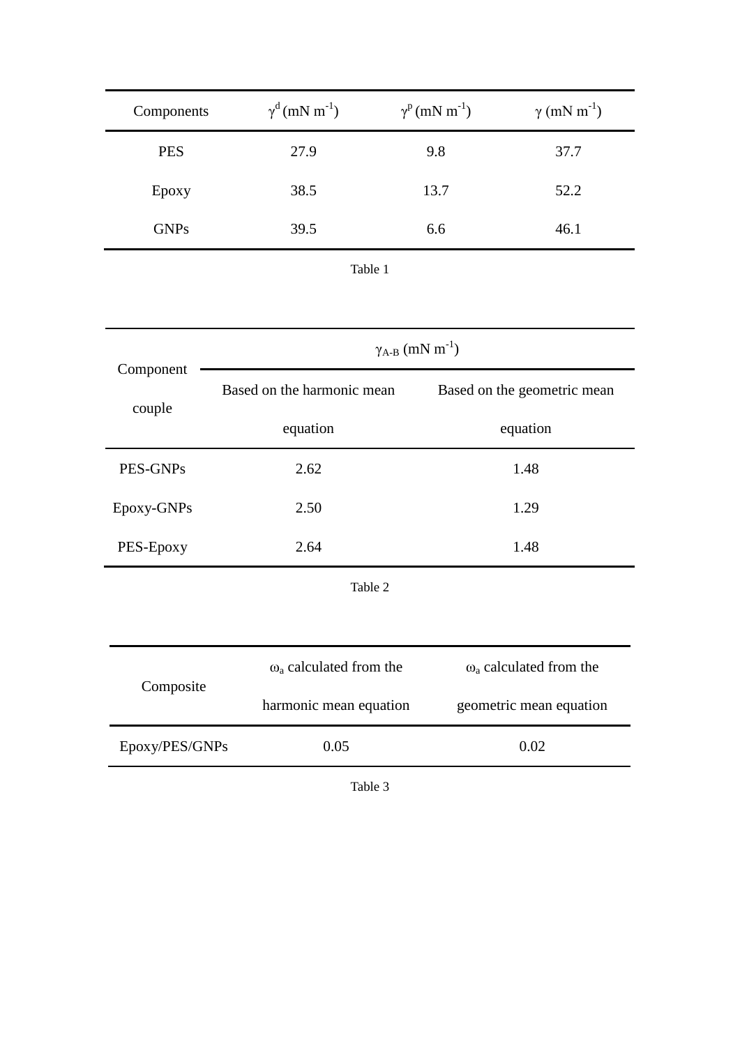| Components | $\gamma^d$ (mN $m^{-1}$) | $\gamma^p$ (mN $m^{-1}$) | $\gamma$ (mN $m^{-1}$) |
|---|---|---|---|
| PES | 27.9 | 9.8 | 37.7 |
| Epoxy | 38.5 | 13.7 | 52.2 |
| GNPs | 39.5 | 6.6 | 46.1 |

Table 1

| Component couple | $\gamma_{A\text{-}B}$ (mN $m^{-1}$) | |
|---|---|---|
| | Based on the harmonic mean equation | Based on the geometric mean equation |
| PES-GNPs | 2.62 | 1.48 |
| Epoxy-GNPs | 2.50 | 1.29 |
| PES-Epoxy | 2.64 | 1.48 |

Table 2

| Composite | $\omega_a$ calculated from the harmonic mean equation | $\omega_a$ calculated from the geometric mean equation |
|---|---|---|
| Epoxy/PES/GNPs | 0.05 | 0.02 |

Table 3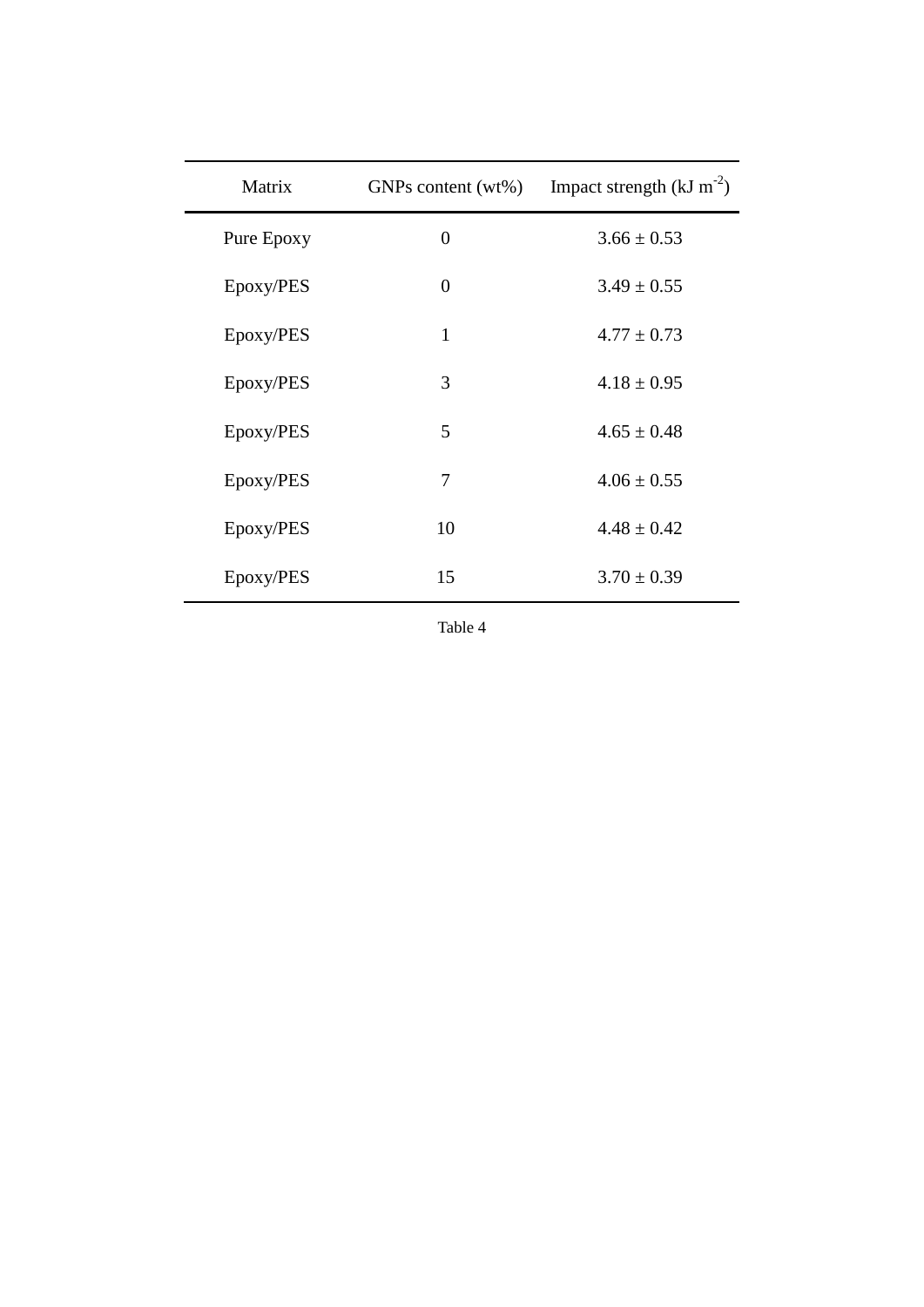| Matrix | GNPs content (wt%) | Impact strength (kJ $m^{-2}$) |
|---|---|---|
| Pure Epoxy | 0 | $3.66 \pm 0.53$ |
| Epoxy/PES | 0 | $3.49 \pm 0.55$ |
| Epoxy/PES | 1 | $4.77 \pm 0.73$ |
| Epoxy/PES | 3 | $4.18 \pm 0.95$ |
| Epoxy/PES | 5 | $4.65 \pm 0.48$ |
| Epoxy/PES | 7 | $4.06 \pm 0.55$ |
| Epoxy/PES | 10 | $4.48 \pm 0.42$ |
| Epoxy/PES | 15 | $3.70 \pm 0.39$ |

Table 4